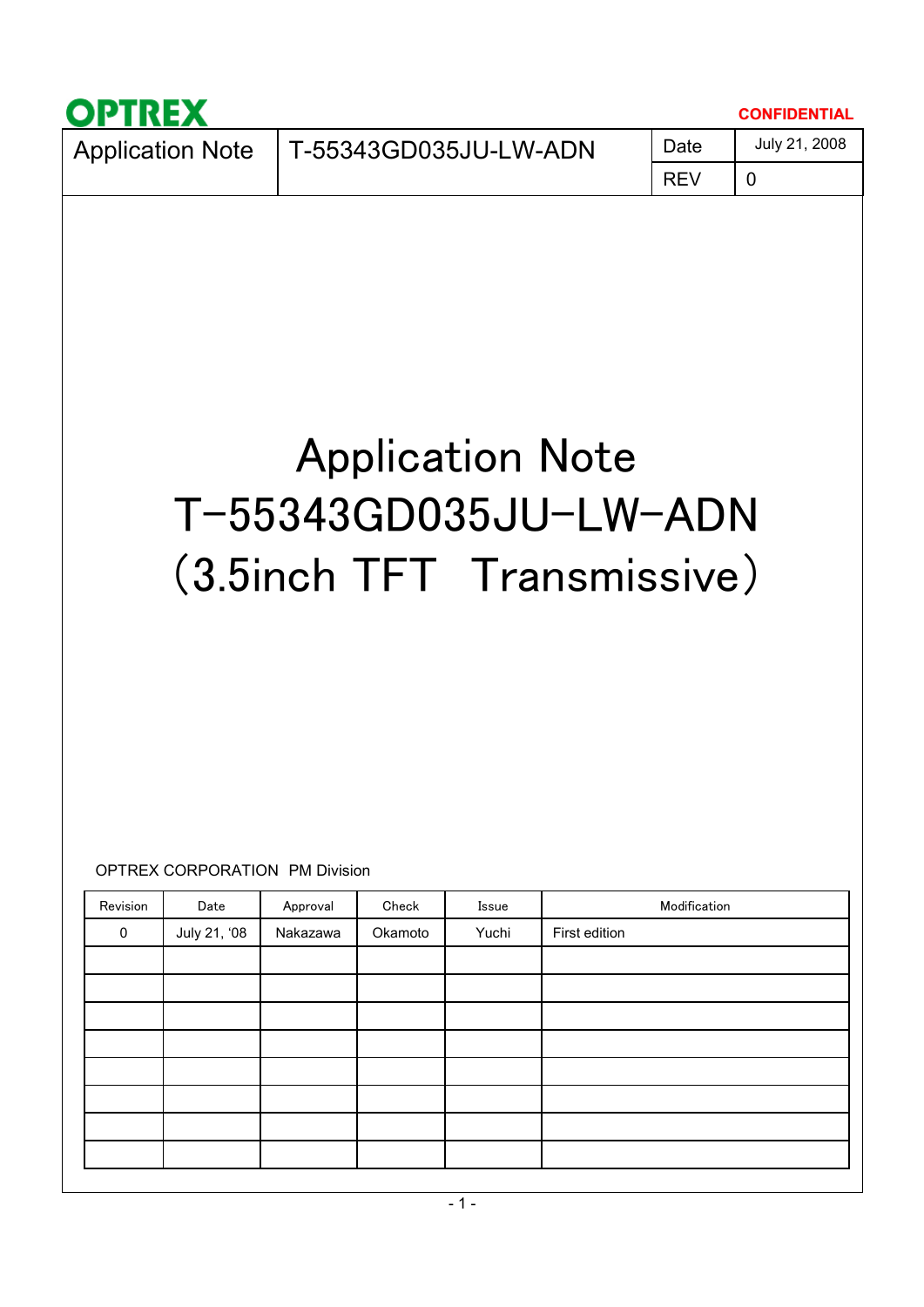OPTREX

CONFIDENTIAL

| Application Note | T-55343GD035JU-LW-ADN | Date | July 21, 2008 |
|---|---|---|---|
| | | REV | 0 |

# Application Note
# T-55343GD035JU-LW-ADN
# (3.5inch TFT Transmissive)

OPTREX CORPORATION PM Division

| Revision | Date | Approval | Check | Issue | Modification |
|---|---|---|---|---|---|
| 0 | July 21, '08 | Nakazawa | Okamoto | Yuchi | First edition |
| | | | | | |
| | | | | | |
| | | | | | |
| | | | | | |
| | | | | | |
| | | | | | |
| | | | | | |
| | | | | | |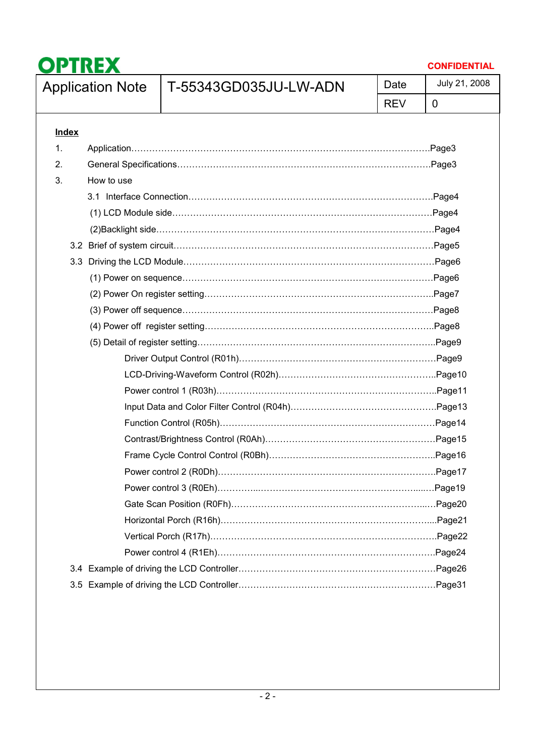**Index**

1. Application……………………………………………………………………………………Page3
2. General Specifications…………………………………………………………………………Page3
3. How to use
   - 3.1 Interface Connection…………………………………………………………………………Page4
     - (1) LCD Module side……………………………………………………………………………Page4
     - (2)Backlight side………………………………………………………………………………Page4
   - 3.2 Brief of system circuit…………………………………………………………………………Page5
   - 3.3 Driving the LCD Module………………………………………………………………………Page6
     - (1) Power on sequence…………………………………………………………………………Page6
     - (2) Power On register setting……………………………………………………………………Page7
     - (3) Power off sequence…………………………………………………………………………Page8
     - (4) Power off register setting……………………………………………………………………Page8
     - (5) Detail of register setting……………………………………………………………………Page9
       - Driver Output Control (R01h)…………………………………………………………Page9
       - LCD-Driving-Waveform Control (R02h)………………………………………………Page10
       - Power control 1 (R03h)…………………………………………………………………Page11
       - Input Data and Color Filter Control (R04h)……………………………………………Page13
       - Function Control (R05h)…………………………………………………………………Page14
       - Contrast/Brightness Control (R0Ah)……………………………………………………Page15
       - Frame Cycle Control Control (R0Bh)……………………………………………………Page16
       - Power control 2 (R0Dh)…………………………………………………………………Page17
       - Power control 3 (R0Eh)…………………………………………………………………Page19
       - Gate Scan Position (R0Fh)………………………………………………………………Page20
       - Horizontal Porch (R16h)…………………………………………………………………Page21
       - Vertical Porch (R17h)……………………………………………………………………Page22
       - Power control 4 (R1Eh)…………………………………………………………………Page24
   - 3.4 Example of driving the LCD Controller………………………………………………………Page26
   - 3.5 Example of driving the LCD Controller………………………………………………………Page31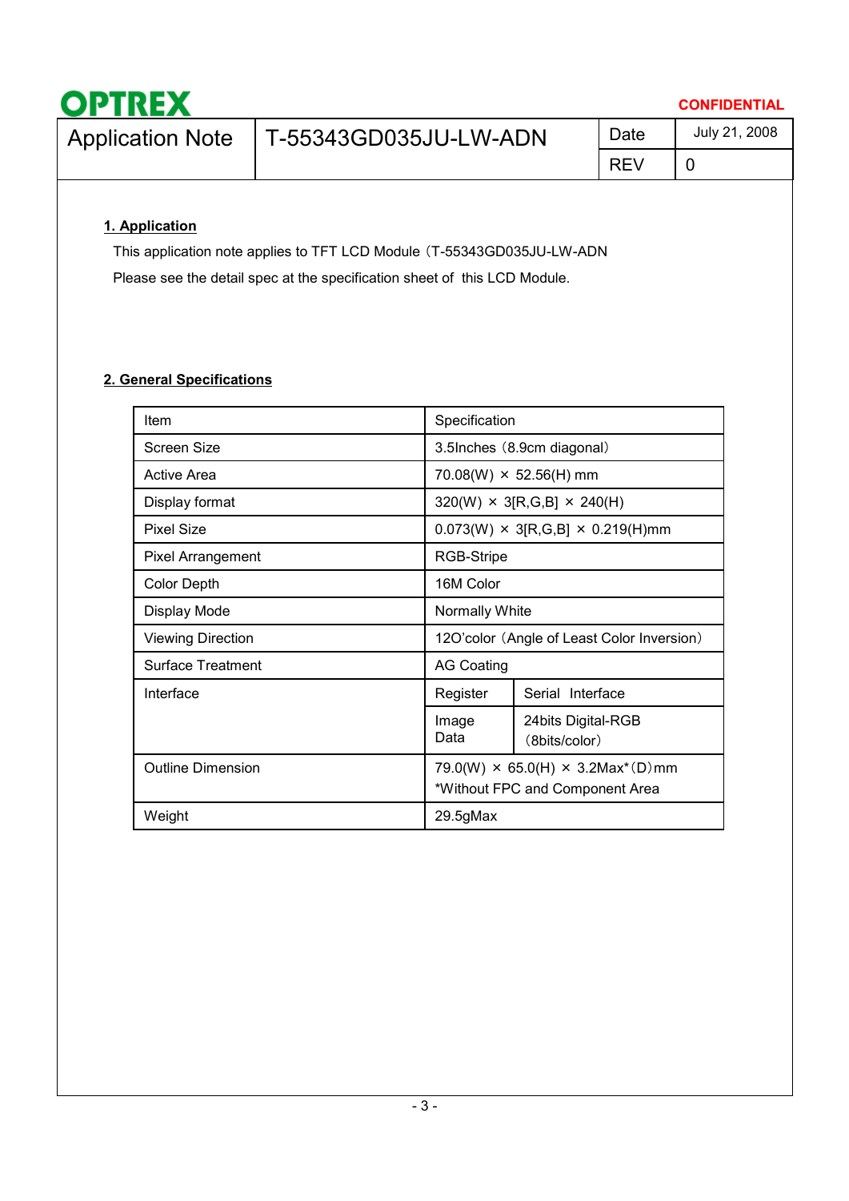**OPTREX** **CONFIDENTIAL**

| Application Note | T-55343GD035JU-LW-ADN | Date | July 21, 2008 |
|---|---|---|---|
| | | REV | 0 |

## 1. Application

This application note applies to TFT LCD Module（T-55343GD035JU-LW-ADN

Please see the detail spec at the specification sheet of this LCD Module.

## 2. General Specifications

| Item | Specification | |
|---|---|---|
| Screen Size | 3.5Inches（8.9cm diagonal） | |
| Active Area | 70.08(W) × 52.56(H) mm | |
| Display format | 320(W) × 3[R,G,B] × 240(H) | |
| Pixel Size | 0.073(W) × 3[R,G,B] × 0.219(H)mm | |
| Pixel Arrangement | RGB-Stripe | |
| Color Depth | 16M Color | |
| Display Mode | Normally White | |
| Viewing Direction | 12O'color（Angle of Least Color Inversion） | |
| Surface Treatment | AG Coating | |
| Interface | Register | Serial Interface |
| | Image Data | 24bits Digital-RGB（8bits/color） |
| Outline Dimension | 79.0(W) × 65.0(H) × 3.2Max*（D）mm *Without FPC and Component Area | |
| Weight | 29.5gMax | |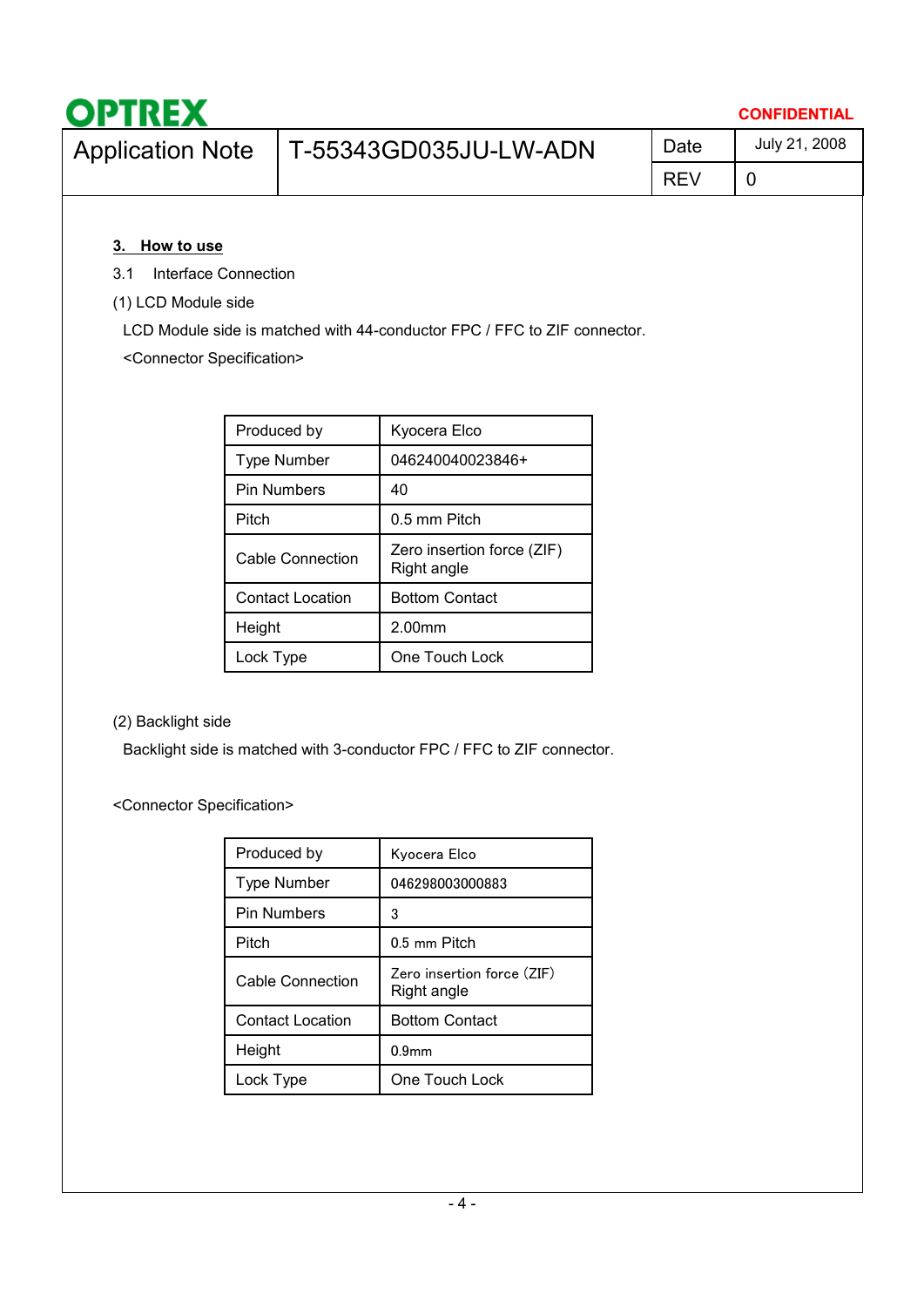### 3. How to use

3.1 Interface Connection

(1) LCD Module side

LCD Module side is matched with 44-conductor FPC / FFC to ZIF connector.

<Connector Specification>

| Produced by | Kyocera Elco |
|---|---|
| Type Number | 046240040023846+ |
| Pin Numbers | 40 |
| Pitch | 0.5 mm Pitch |
| Cable Connection | Zero insertion force (ZIF) Right angle |
| Contact Location | Bottom Contact |
| Height | 2.00mm |
| Lock Type | One Touch Lock |

(2) Backlight side

Backlight side is matched with 3-conductor FPC / FFC to ZIF connector.

<Connector Specification>

| Produced by | Kyocera Elco |
|---|---|
| Type Number | 046298003000883 |
| Pin Numbers | 3 |
| Pitch | 0.5 mm Pitch |
| Cable Connection | Zero insertion force (ZIF) Right angle |
| Contact Location | Bottom Contact |
| Height | 0.9mm |
| Lock Type | One Touch Lock |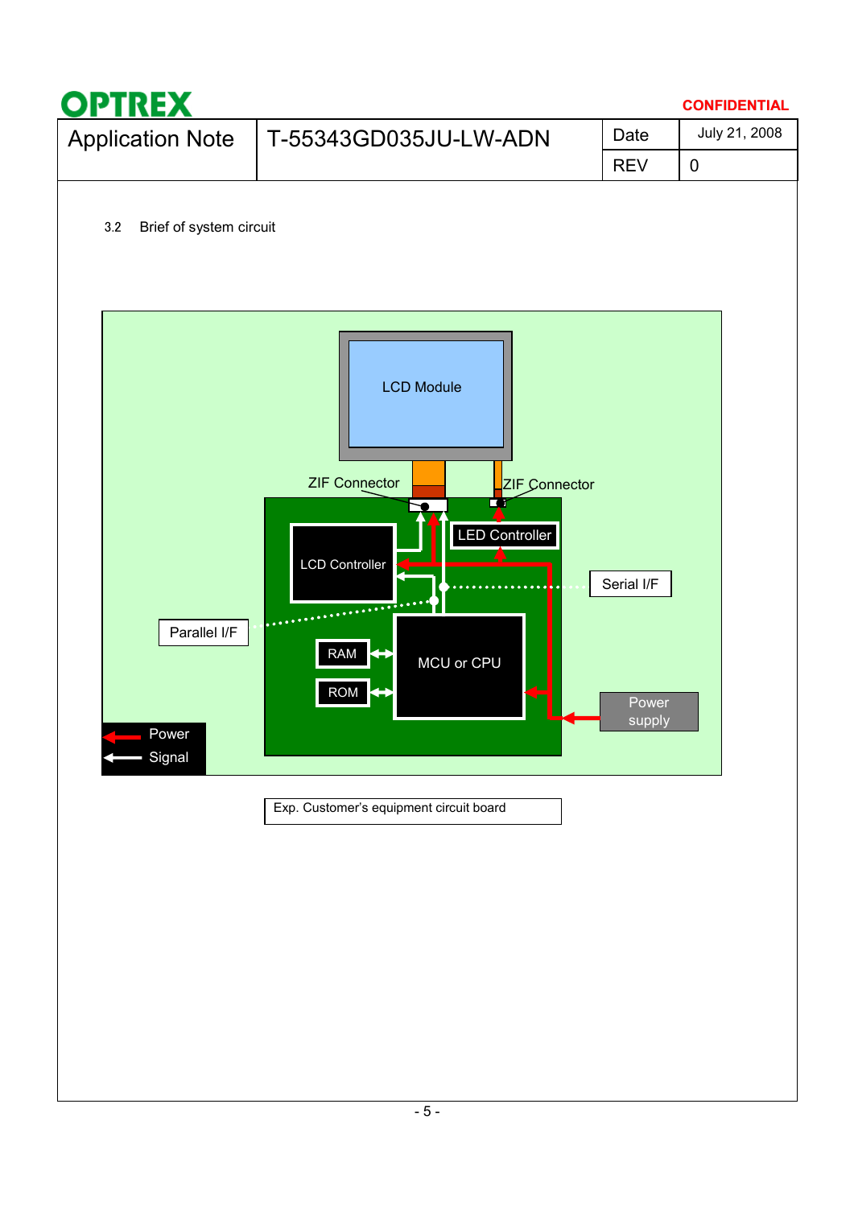| Application Note | T-55343GD035JU-LW-ADN | Date | July 21, 2008 |
|---|---|---|---|
| | | REV | 0 |

3.2 Brief of system circuit

LCD Module

ZIF Connector

ZIF Connector

LCD Controller

LED Controller

Serial I/F

Parallel I/F

RAM

ROM

MCU or CPU

Power supply

Power

Signal

Exp. Customer's equipment circuit board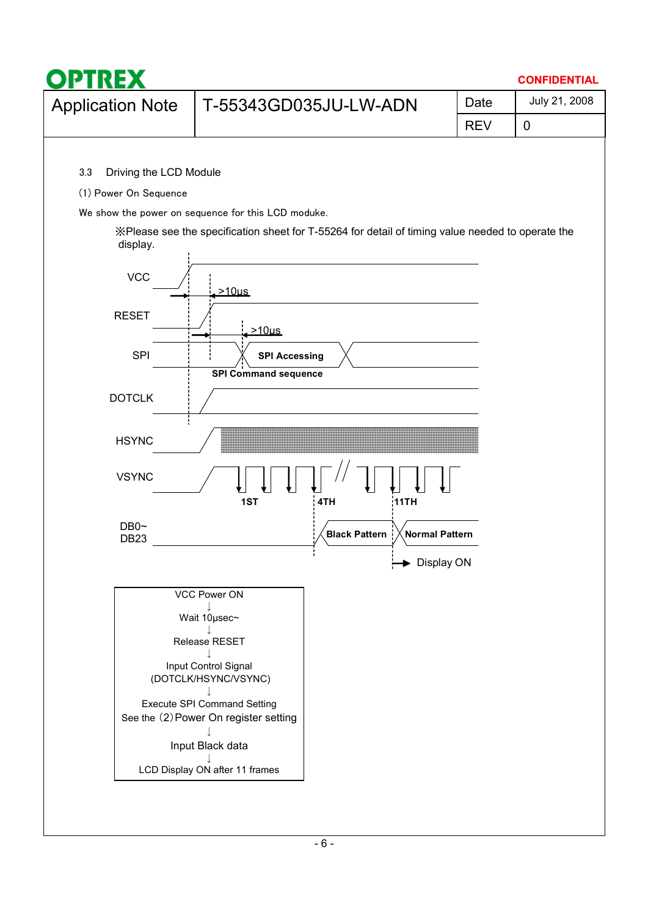OPTREX — CONFIDENTIAL

| Application Note | T-55343GD035JU-LW-ADN | Date | July 21, 2008 |
|---|---|---|---|
| | | REV | 0 |

3.3 Driving the LCD Module

(1) Power On Sequence

We show the power on sequence for this LCD moduke.

※Please see the specification sheet for T-55264 for detail of timing value needed to operate the display.

VCC

>10μs

RESET

>10μs

SPI — SPI Accessing

SPI Command sequence

DOTCLK

HSYNC

VSYNC — 1ST — 4TH — 11TH

DB0~ DB23 — Black Pattern — Normal Pattern

Display ON

VCC Power ON
↓
Wait 10μsec~
↓
Release RESET
↓
Input Control Signal (DOTCLK/HSYNC/VSYNC)
↓
Execute SPI Command Setting
See the (2) Power On register setting
↓
Input Black data
↓
LCD Display ON after 11 frames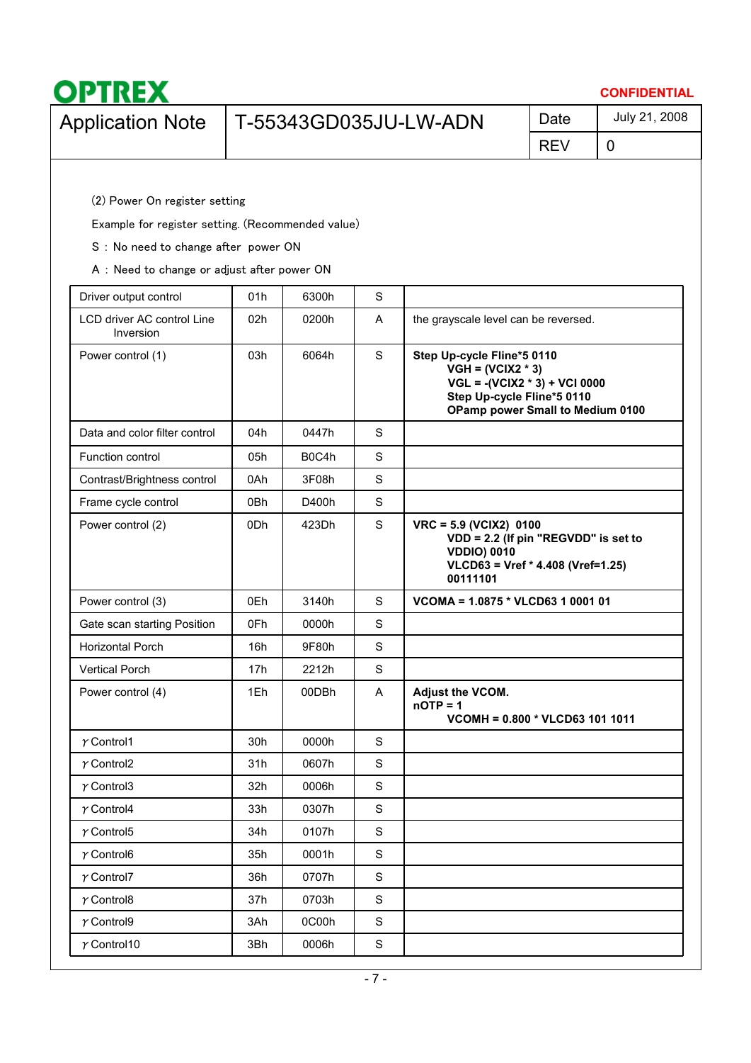(2) Power On register setting

Example for register setting. (Recommended value)

S : No need to change after power ON

A : Need to change or adjust after power ON

| Driver output control | 01h | 6300h | S | |
|---|---|---|---|---|
| LCD driver AC control Line Inversion | 02h | 0200h | A | the grayscale level can be reversed. |
| Power control (1) | 03h | 6064h | S | **Step Up-cycle Fline*5 0110<br>VGH = (VCIX2 * 3)<br>VGL = -(VCIX2 * 3) + VCI 0000<br>Step Up-cycle Fline*5 0110<br>OPamp power Small to Medium 0100** |
| Data and color filter control | 04h | 0447h | S | |
| Function control | 05h | B0C4h | S | |
| Contrast/Brightness control | 0Ah | 3F08h | S | |
| Frame cycle control | 0Bh | D400h | S | |
| Power control (2) | 0Dh | 423Dh | S | **VRC = 5.9 (VCIX2) 0100<br>VDD = 2.2 (If pin "REGVDD" is set to VDDIO) 0010<br>VLCD63 = Vref * 4.408 (Vref=1.25) 00111101** |
| Power control (3) | 0Eh | 3140h | S | **VCOMA = 1.0875 * VLCD63 1 0001 01** |
| Gate scan starting Position | 0Fh | 0000h | S | |
| Horizontal Porch | 16h | 9F80h | S | |
| Vertical Porch | 17h | 2212h | S | |
| Power control (4) | 1Eh | 00DBh | A | **Adjust the VCOM.<br>nOTP = 1<br>VCOMH = 0.800 * VLCD63 101 1011** |
| γ Control1 | 30h | 0000h | S | |
| γ Control2 | 31h | 0607h | S | |
| γ Control3 | 32h | 0006h | S | |
| γ Control4 | 33h | 0307h | S | |
| γ Control5 | 34h | 0107h | S | |
| γ Control6 | 35h | 0001h | S | |
| γ Control7 | 36h | 0707h | S | |
| γ Control8 | 37h | 0703h | S | |
| γ Control9 | 3Ah | 0C00h | S | |
| γ Control10 | 3Bh | 0006h | S | |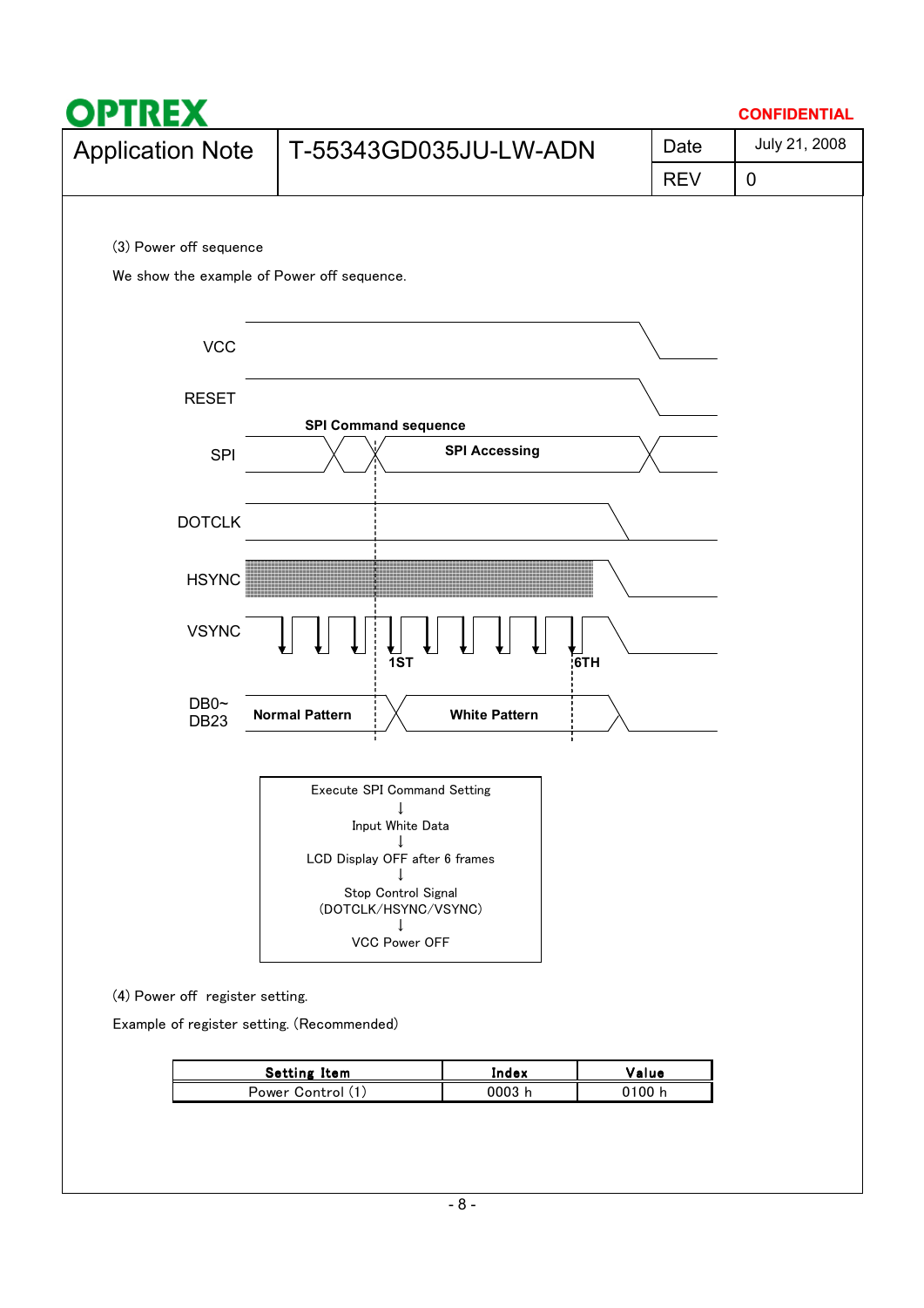(3) Power off sequence

We show the example of Power off sequence.

VCC

RESET

SPI Command sequence

SPI — SPI Accessing

DOTCLK

HSYNC

VSYNC — 1ST — 6TH

DB0~DB23 — Normal Pattern — White Pattern

Execute SPI Command Setting
↓
Input White Data
↓
LCD Display OFF after 6 frames
↓
Stop Control Signal
(DOTCLK/HSYNC/VSYNC)
↓
VCC Power OFF

(4) Power off register setting.

Example of register setting. (Recommended)

| Setting Item | Index | Value |
|---|---|---|
| Power Control (1) | 0003 h | 0100 h |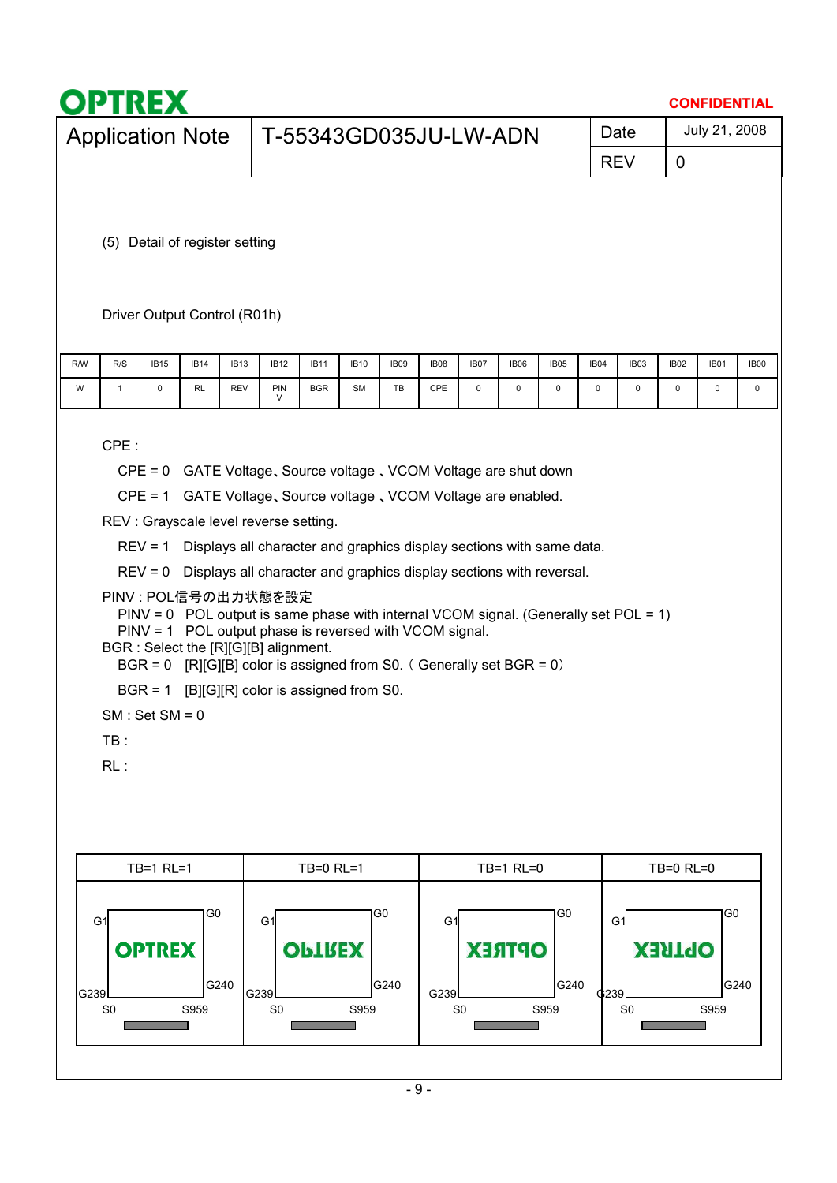(5) Detail of register setting

Driver Output Control (R01h)

| R/W | R/S | IB15 | IB14 | IB13 | IB12 | IB11 | IB10 | IB09 | IB08 | IB07 | IB06 | IB05 | IB04 | IB03 | IB02 | IB01 | IB00 |
|---|---|---|---|---|---|---|---|---|---|---|---|---|---|---|---|---|---|
| W | 1 | 0 | RL | REV | PINV | BGR | SM | TB | CPE | 0 | 0 | 0 | 0 | 0 | 0 | 0 | 0 |

CPE :

CPE = 0  GATE Voltage、Source voltage 、VCOM Voltage are shut down

CPE = 1  GATE Voltage、Source voltage 、VCOM Voltage are enabled.

REV : Grayscale level reverse setting.

REV = 1  Displays all character and graphics display sections with same data.

REV = 0  Displays all character and graphics display sections with reversal.

PINV : POL信号の出力状態を設定

PINV = 0  POL output is same phase with internal VCOM signal. (Generally set POL = 1)

PINV = 1  POL output phase is reversed with VCOM signal.

BGR : Select the [R][G][B] alignment.

BGR = 0  [R][G][B] color is assigned from S0.（ Generally set BGR = 0）

BGR = 1  [B][G][R] color is assigned from S0.

SM : Set SM = 0

TB :

RL :

| TB=1 RL=1 | TB=0 RL=1 | TB=1 RL=0 | TB=0 RL=0 |
|---|---|---|---|
| G1, G0, G239, G240, S0, S959 | G1, G0, G239, G240, S0, S959 | G1, G0, G239, G240, S0, S959 | G1, G0, G239, G240, S0, S959 |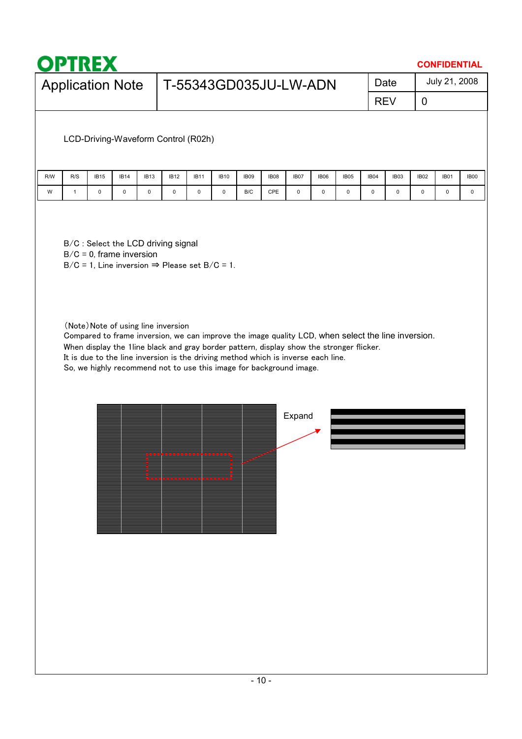LCD-Driving-Waveform Control (R02h)

| R/W | R/S | IB15 | IB14 | IB13 | IB12 | IB11 | IB10 | IB09 | IB08 | IB07 | IB06 | IB05 | IB04 | IB03 | IB02 | IB01 | IB00 |
|---|---|---|---|---|---|---|---|---|---|---|---|---|---|---|---|---|---|
| W | 1 | 0 | 0 | 0 | 0 | 0 | 0 | B/C | CPE | 0 | 0 | 0 | 0 | 0 | 0 | 0 | 0 |

B/C : Select the LCD driving signal
B/C = 0, frame inversion
B/C = 1, Line inversion ⇒ Please set B/C = 1.

(Note)Note of using line inversion
Compared to frame inversion, we can improve the image quality LCD, when select the line inversion.
When display the 1line black and gray border pattern, display show the stronger flicker.
It is due to the line inversion is the driving method which is inverse each line.
So, we highly recommend not to use this image for background image.

Expand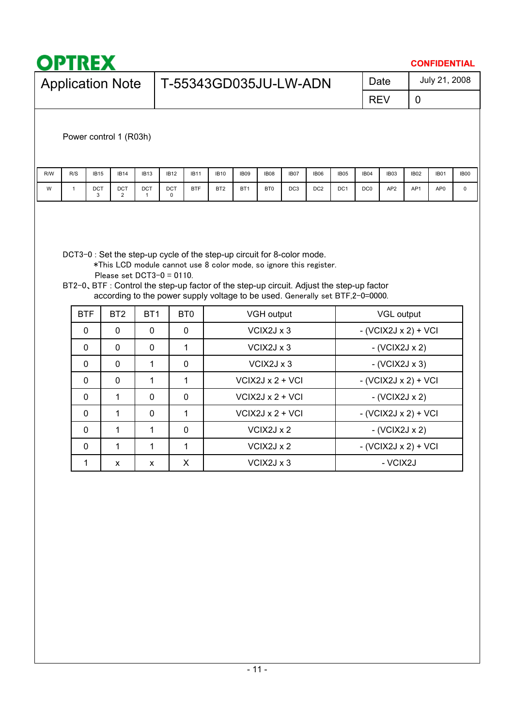Power control 1 (R03h)

| R/W | R/S | IB15 | IB14 | IB13 | IB12 | IB11 | IB10 | IB09 | IB08 | IB07 | IB06 | IB05 | IB04 | IB03 | IB02 | IB01 | IB00 |
|---|---|---|---|---|---|---|---|---|---|---|---|---|---|---|---|---|---|
| W | 1 | DCT 3 | DCT 2 | DCT 1 | DCT 0 | BTF | BT2 | BT1 | BT0 | DC3 | DC2 | DC1 | DC0 | AP2 | AP1 | AP0 | 0 |

DCT3-0 : Set the step-up cycle of the step-up circuit for 8-color mode.
*This LCD module cannot use 8 color mode, so ignore this register.
Please set DCT3-0 = 0110.

BT2-0、BTF : Control the step-up factor of the step-up circuit. Adjust the step-up factor according to the power supply voltage to be used. Generally set BTF,2-0=0000.

| BTF | BT2 | BT1 | BT0 | VGH output | VGL output |
|---|---|---|---|---|---|
| 0 | 0 | 0 | 0 | VCIX2J x 3 | - (VCIX2J x 2) + VCI |
| 0 | 0 | 0 | 1 | VCIX2J x 3 | - (VCIX2J x 2) |
| 0 | 0 | 1 | 0 | VCIX2J x 3 | - (VCIX2J x 3) |
| 0 | 0 | 1 | 1 | VCIX2J x 2 + VCI | - (VCIX2J x 2) + VCI |
| 0 | 1 | 0 | 0 | VCIX2J x 2 + VCI | - (VCIX2J x 2) |
| 0 | 1 | 0 | 1 | VCIX2J x 2 + VCI | - (VCIX2J x 2) + VCI |
| 0 | 1 | 1 | 0 | VCIX2J x 2 | - (VCIX2J x 2) |
| 0 | 1 | 1 | 1 | VCIX2J x 2 | - (VCIX2J x 2) + VCI |
| 1 | x | x | X | VCIX2J x 3 | - VCIX2J |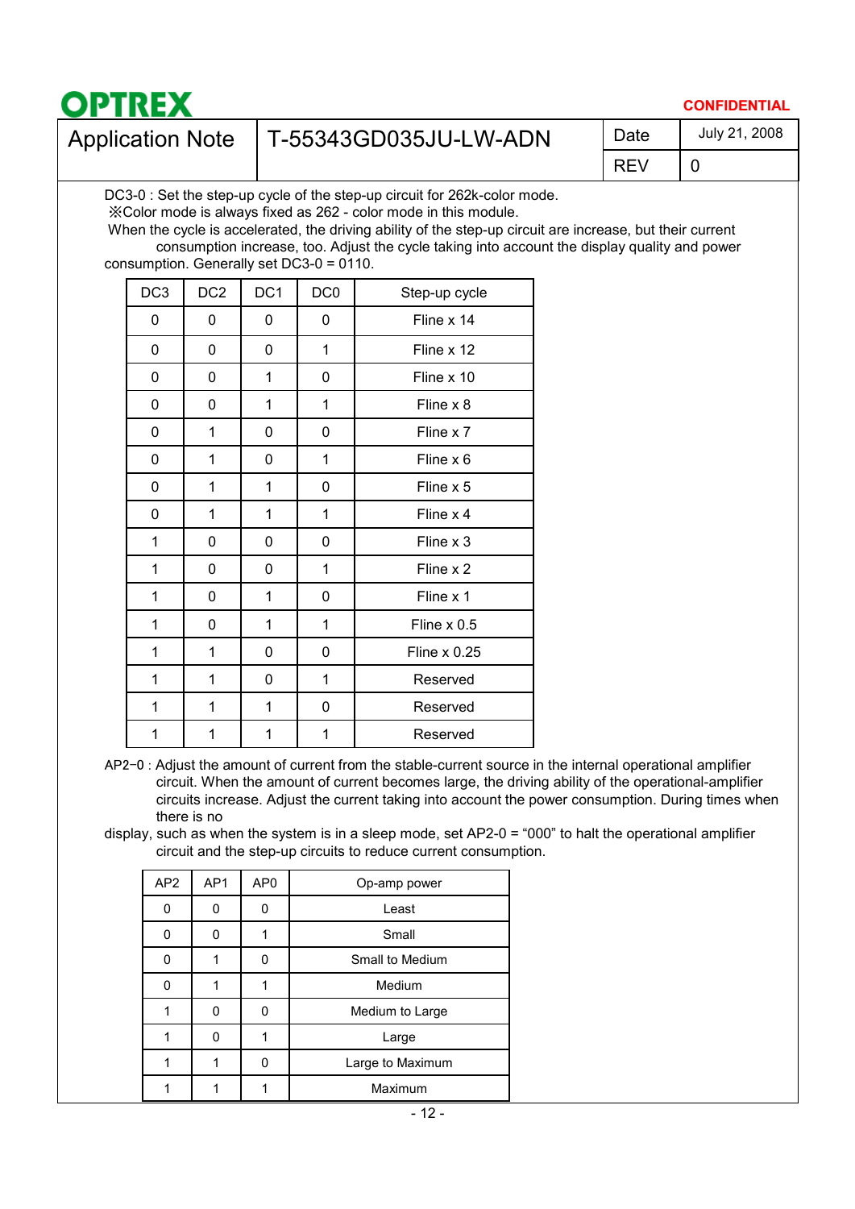DC3-0 : Set the step-up cycle of the step-up circuit for 262k-color mode.
※Color mode is always fixed as 262 - color mode in this module.
When the cycle is accelerated, the driving ability of the step-up circuit are increase, but their current consumption increase, too. Adjust the cycle taking into account the display quality and power consumption. Generally set DC3-0 = 0110.

| DC3 | DC2 | DC1 | DC0 | Step-up cycle |
|---|---|---|---|---|
| 0 | 0 | 0 | 0 | Fline x 14 |
| 0 | 0 | 0 | 1 | Fline x 12 |
| 0 | 0 | 1 | 0 | Fline x 10 |
| 0 | 0 | 1 | 1 | Fline x 8 |
| 0 | 1 | 0 | 0 | Fline x 7 |
| 0 | 1 | 0 | 1 | Fline x 6 |
| 0 | 1 | 1 | 0 | Fline x 5 |
| 0 | 1 | 1 | 1 | Fline x 4 |
| 1 | 0 | 0 | 0 | Fline x 3 |
| 1 | 0 | 0 | 1 | Fline x 2 |
| 1 | 0 | 1 | 0 | Fline x 1 |
| 1 | 0 | 1 | 1 | Fline x 0.5 |
| 1 | 1 | 0 | 0 | Fline x 0.25 |
| 1 | 1 | 0 | 1 | Reserved |
| 1 | 1 | 1 | 0 | Reserved |
| 1 | 1 | 1 | 1 | Reserved |

AP2−0 : Adjust the amount of current from the stable-current source in the internal operational amplifier circuit. When the amount of current becomes large, the driving ability of the operational-amplifier circuits increase. Adjust the current taking into account the power consumption. During times when there is no display, such as when the system is in a sleep mode, set AP2-0 = “000” to halt the operational amplifier circuit and the step-up circuits to reduce current consumption.

| AP2 | AP1 | AP0 | Op-amp power |
|---|---|---|---|
| 0 | 0 | 0 | Least |
| 0 | 0 | 1 | Small |
| 0 | 1 | 0 | Small to Medium |
| 0 | 1 | 1 | Medium |
| 1 | 0 | 0 | Medium to Large |
| 1 | 0 | 1 | Large |
| 1 | 1 | 0 | Large to Maximum |
| 1 | 1 | 1 | Maximum |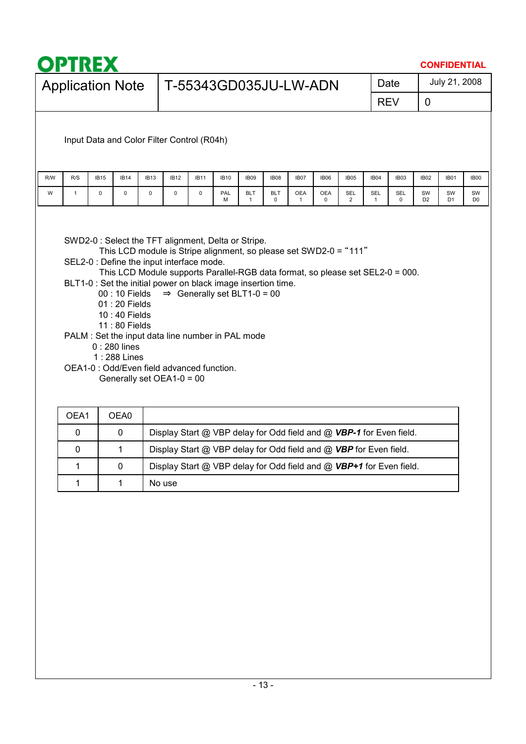Input Data and Color Filter Control (R04h)

| R/W | R/S | IB15 | IB14 | IB13 | IB12 | IB11 | IB10 | IB09 | IB08 | IB07 | IB06 | IB05 | IB04 | IB03 | IB02 | IB01 | IB00 |
|---|---|---|---|---|---|---|---|---|---|---|---|---|---|---|---|---|---|
| W | 1 | 0 | 0 | 0 | 0 | 0 | PALM | BLT 1 | BLT 0 | OEA 1 | OEA 0 | SEL 2 | SEL 1 | SEL 0 | SWD2 | SWD1 | SWD0 |

SWD2-0 : Select the TFT alignment, Delta or Stripe.
This LCD module is Stripe alignment, so please set SWD2-0 = "111"

SEL2-0 : Define the input interface mode.
This LCD Module supports Parallel-RGB data format, so please set SEL2-0 = 000.

BLT1-0 : Set the initial power on black image insertion time.
00 : 10 Fields ⇒ Generally set BLT1-0 = 00
01 : 20 Fields
10 : 40 Fields
11 : 80 Fields

PALM : Set the input data line number in PAL mode
0 : 280 lines
1 : 288 Lines

OEA1-0 : Odd/Even field advanced function.
Generally set OEA1-0 = 00

| OEA1 | OEA0 | |
|---|---|---|
| 0 | 0 | Display Start @ VBP delay for Odd field and @ ***VBP-1*** for Even field. |
| 0 | 1 | Display Start @ VBP delay for Odd field and @ ***VBP*** for Even field. |
| 1 | 0 | Display Start @ VBP delay for Odd field and @ ***VBP+1*** for Even field. |
| 1 | 1 | No use |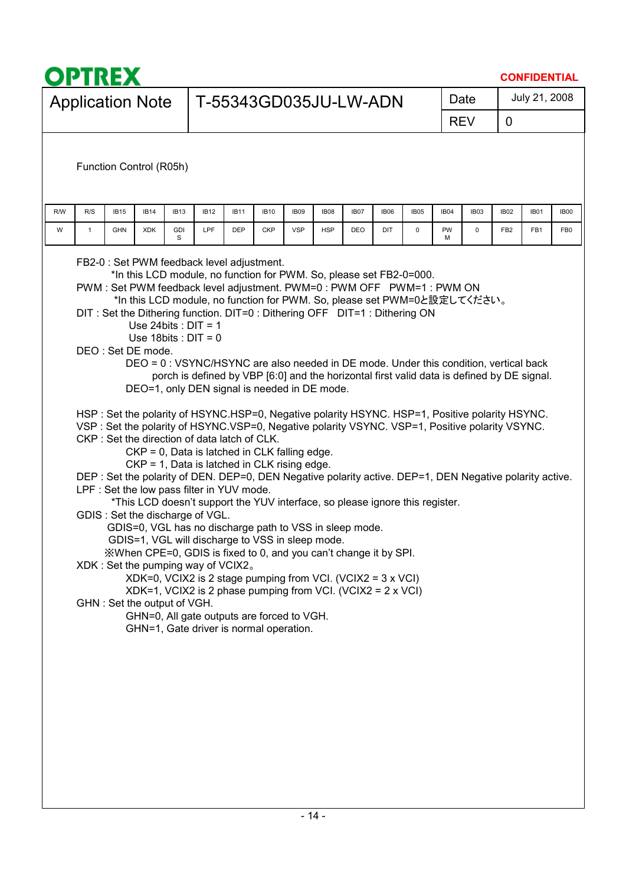Function Control (R05h)

| R/W | R/S | IB15 | IB14 | IB13 | IB12 | IB11 | IB10 | IB09 | IB08 | IB07 | IB06 | IB05 | IB04 | IB03 | IB02 | IB01 | IB00 |
|---|---|---|---|---|---|---|---|---|---|---|---|---|---|---|---|---|---|
| W | 1 | GHN | XDK | GDIS | LPF | DEP | CKP | VSP | HSP | DEO | DIT | 0 | PWM | 0 | FB2 | FB1 | FB0 |

FB2-0 : Set PWM feedback level adjustment.
*In this LCD module, no function for PWM. So, please set FB2-0=000.
PWM : Set PWM feedback level adjustment. PWM=0 : PWM OFF   PWM=1 : PWM ON
*In this LCD module, no function for PWM. So, please set PWM=0と設定してください。
DIT : Set the Dithering function. DIT=0 : Dithering OFF   DIT=1 : Dithering ON
Use 24bits : DIT = 1
Use 18bits : DIT = 0
DEO : Set DE mode.
DEO = 0 : VSYNC/HSYNC are also needed in DE mode. Under this condition, vertical back porch is defined by VBP [6:0] and the horizontal first valid data is defined by DE signal.
DEO=1, only DEN signal is needed in DE mode.

HSP : Set the polarity of HSYNC.HSP=0, Negative polarity HSYNC. HSP=1, Positive polarity HSYNC.
VSP : Set the polarity of HSYNC.VSP=0, Negative polarity VSYNC. VSP=1, Positive polarity VSYNC.
CKP : Set the direction of data latch of CLK.
CKP = 0, Data is latched in CLK falling edge.
CKP = 1, Data is latched in CLK rising edge.
DEP : Set the polarity of DEN. DEP=0, DEN Negative polarity active. DEP=1, DEN Negative polarity active.
LPF : Set the low pass filter in YUV mode.
*This LCD doesn't support the YUV interface, so please ignore this register.
GDIS : Set the discharge of VGL.
GDIS=0, VGL has no discharge path to VSS in sleep mode.
GDIS=1, VGL will discharge to VSS in sleep mode.
※When CPE=0, GDIS is fixed to 0, and you can't change it by SPI.
XDK : Set the pumping way of VCIX2。
XDK=0, VCIX2 is 2 stage pumping from VCI. (VCIX2 = 3 x VCI)
XDK=1, VCIX2 is 2 phase pumping from VCI. (VCIX2 = 2 x VCI)
GHN : Set the output of VGH.
GHN=0, All gate outputs are forced to VGH.
GHN=1, Gate driver is normal operation.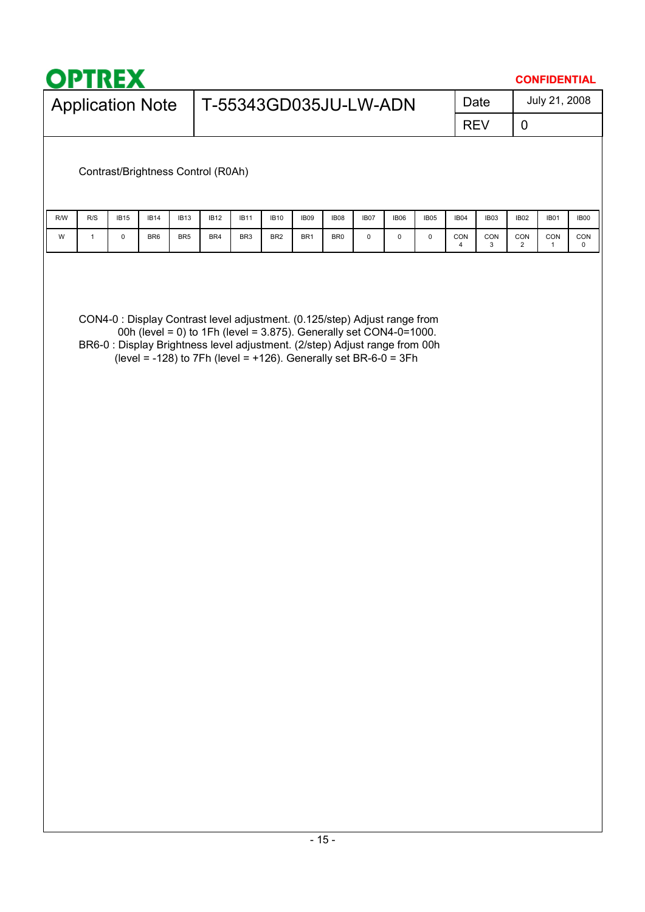Contrast/Brightness Control (R0Ah)

| R/W | R/S | IB15 | IB14 | IB13 | IB12 | IB11 | IB10 | IB09 | IB08 | IB07 | IB06 | IB05 | IB04 | IB03 | IB02 | IB01 | IB00 |
|---|---|---|---|---|---|---|---|---|---|---|---|---|---|---|---|---|---|
| W | 1 | 0 | BR6 | BR5 | BR4 | BR3 | BR2 | BR1 | BR0 | 0 | 0 | 0 | CON 4 | CON 3 | CON 2 | CON 1 | CON 0 |

CON4-0 : Display Contrast level adjustment. (0.125/step) Adjust range from 00h (level = 0) to 1Fh (level = 3.875). Generally set CON4-0=1000.

BR6-0 : Display Brightness level adjustment. (2/step) Adjust range from 00h (level = -128) to 7Fh (level = +126). Generally set BR-6-0 = 3Fh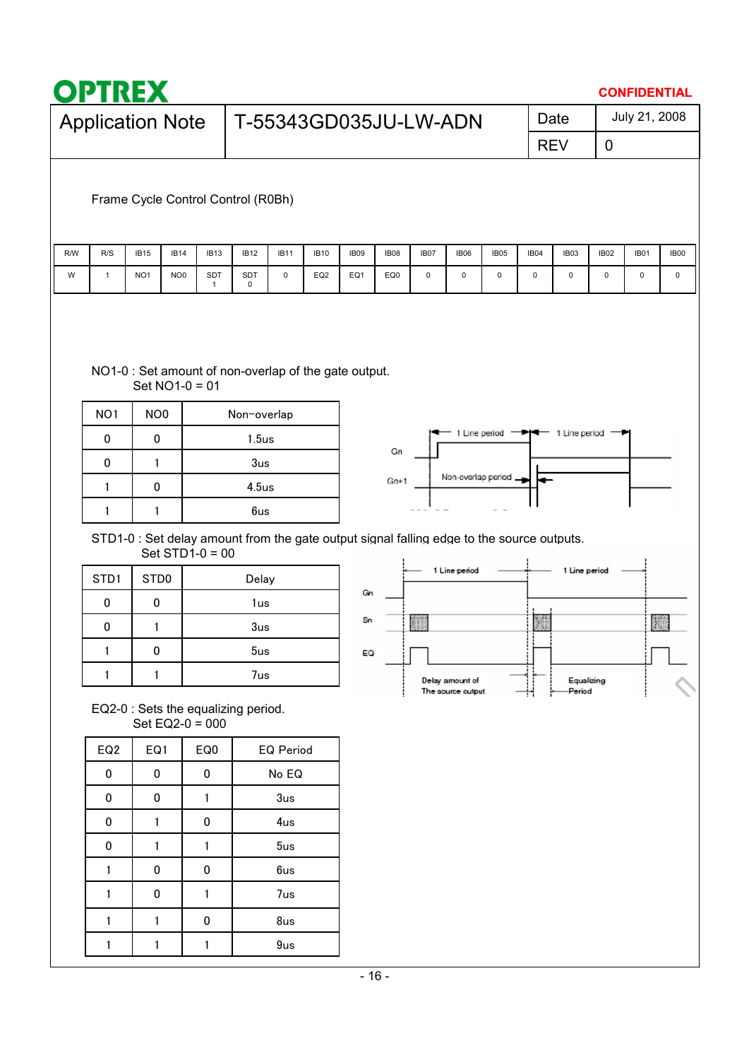| Application Note | T-55343GD035JU-LW-ADN | Date | July 21, 2008 |
|---|---|---|---|
| | | REV | 0 |

Frame Cycle Control Control (R0Bh)

| R/W | R/S | IB15 | IB14 | IB13 | IB12 | IB11 | IB10 | IB09 | IB08 | IB07 | IB06 | IB05 | IB04 | IB03 | IB02 | IB01 | IB00 |
|---|---|---|---|---|---|---|---|---|---|---|---|---|---|---|---|---|---|
| W | 1 | NO1 | NO0 | SDT 1 | SDT 0 | 0 | EQ2 | EQ1 | EQ0 | 0 | 0 | 0 | 0 | 0 | 0 | 0 | 0 |

NO1-0 : Set amount of non-overlap of the gate output.
Set NO1-0 = 01

| NO1 | NO0 | Non−overlap |
|---|---|---|
| 0 | 0 | 1.5us |
| 0 | 1 | 3us |
| 1 | 0 | 4.5us |
| 1 | 1 | 6us |

STD1-0 : Set delay amount from the gate output signal falling edge to the source outputs.
Set STD1-0 = 00

| STD1 | STD0 | Delay |
|---|---|---|
| 0 | 0 | 1us |
| 0 | 1 | 3us |
| 1 | 0 | 5us |
| 1 | 1 | 7us |

EQ2-0 : Sets the equalizing period.
Set EQ2-0 = 000

| EQ2 | EQ1 | EQ0 | EQ Period |
|---|---|---|---|
| 0 | 0 | 0 | No EQ |
| 0 | 0 | 1 | 3us |
| 0 | 1 | 0 | 4us |
| 0 | 1 | 1 | 5us |
| 1 | 0 | 0 | 6us |
| 1 | 0 | 1 | 7us |
| 1 | 1 | 0 | 8us |
| 1 | 1 | 1 | 9us |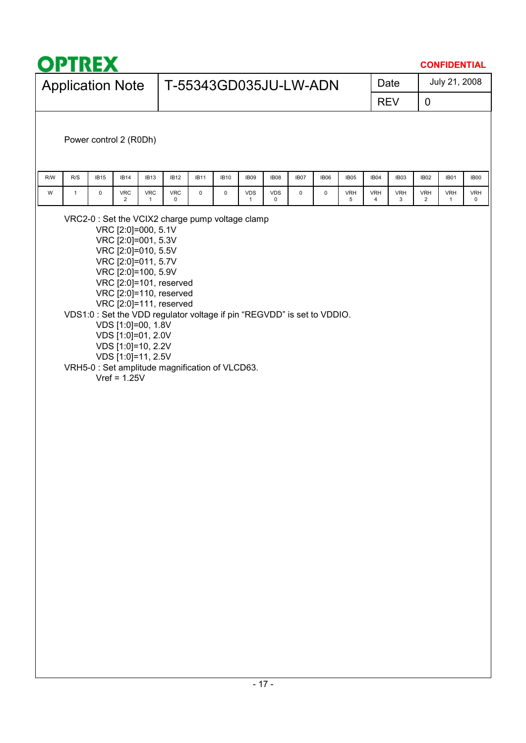Power control 2 (R0Dh)

| R/W | R/S | IB15 | IB14 | IB13 | IB12 | IB11 | IB10 | IB09 | IB08 | IB07 | IB06 | IB05 | IB04 | IB03 | IB02 | IB01 | IB00 |
|---|---|---|---|---|---|---|---|---|---|---|---|---|---|---|---|---|---|
| W | 1 | 0 | VRC 2 | VRC 1 | VRC 0 | 0 | 0 | VDS 1 | VDS 0 | 0 | 0 | VRH 5 | VRH 4 | VRH 3 | VRH 2 | VRH 1 | VRH 0 |

VRC2-0 : Set the VCIX2 charge pump voltage clamp

- VRC [2:0]=000, 5.1V
- VRC [2:0]=001, 5.3V
- VRC [2:0]=010, 5.5V
- VRC [2:0]=011, 5.7V
- VRC [2:0]=100, 5.9V
- VRC [2:0]=101, reserved
- VRC [2:0]=110, reserved
- VRC [2:0]=111, reserved

VDS1:0 : Set the VDD regulator voltage if pin “REGVDD” is set to VDDIO.

- VDS [1:0]=00, 1.8V
- VDS [1:0]=01, 2.0V
- VDS [1:0]=10, 2.2V
- VDS [1:0]=11, 2.5V

VRH5-0 : Set amplitude magnification of VLCD63.

Vref = 1.25V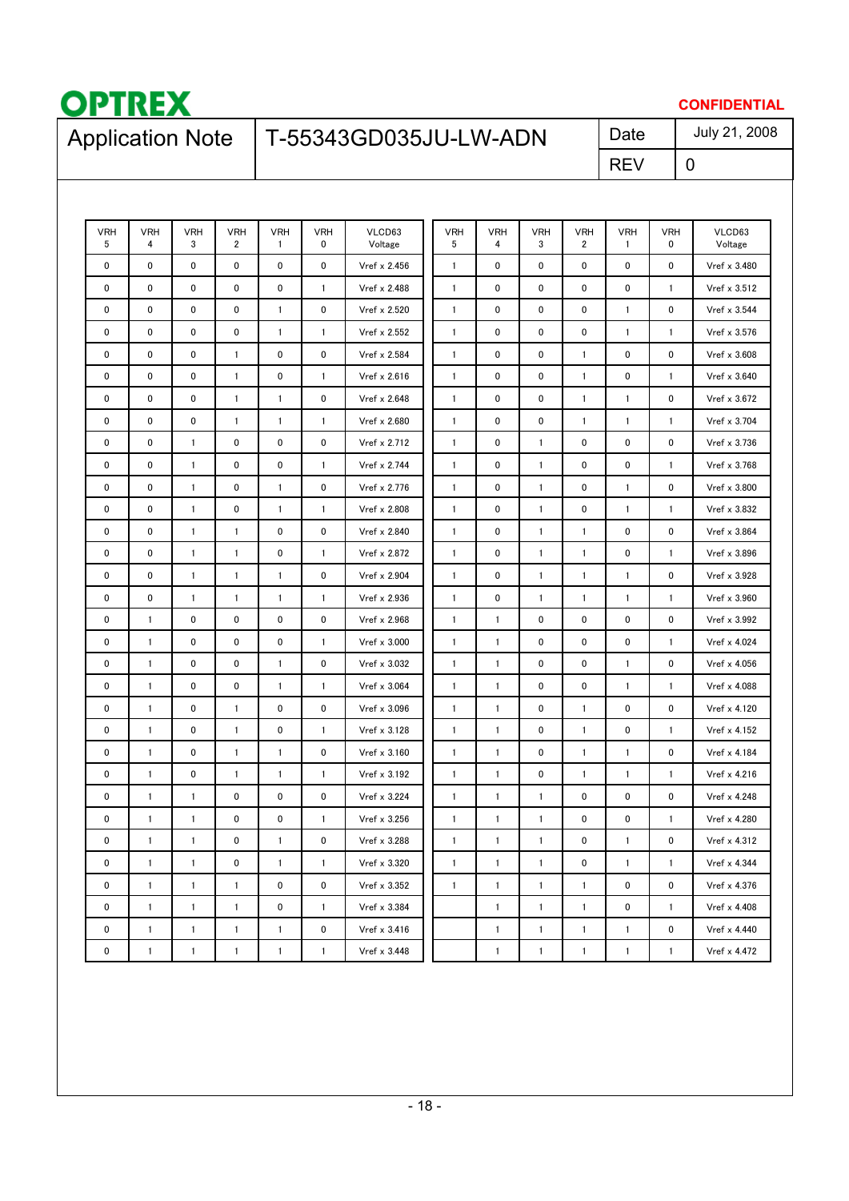| VRH 5 | VRH 4 | VRH 3 | VRH 2 | VRH 1 | VRH 0 | VLCD63 Voltage | VRH 5 | VRH 4 | VRH 3 | VRH 2 | VRH 1 | VRH 0 | VLCD63 Voltage |
|---|---|---|---|---|---|---|---|---|---|---|---|---|---|
| 0 | 0 | 0 | 0 | 0 | 0 | Vref x 2.456 | 1 | 0 | 0 | 0 | 0 | 0 | Vref x 3.480 |
| 0 | 0 | 0 | 0 | 0 | 1 | Vref x 2.488 | 1 | 0 | 0 | 0 | 0 | 1 | Vref x 3.512 |
| 0 | 0 | 0 | 0 | 1 | 0 | Vref x 2.520 | 1 | 0 | 0 | 0 | 1 | 0 | Vref x 3.544 |
| 0 | 0 | 0 | 0 | 1 | 1 | Vref x 2.552 | 1 | 0 | 0 | 0 | 1 | 1 | Vref x 3.576 |
| 0 | 0 | 0 | 1 | 0 | 0 | Vref x 2.584 | 1 | 0 | 0 | 1 | 0 | 0 | Vref x 3.608 |
| 0 | 0 | 0 | 1 | 0 | 1 | Vref x 2.616 | 1 | 0 | 0 | 1 | 0 | 1 | Vref x 3.640 |
| 0 | 0 | 0 | 1 | 1 | 0 | Vref x 2.648 | 1 | 0 | 0 | 1 | 1 | 0 | Vref x 3.672 |
| 0 | 0 | 0 | 1 | 1 | 1 | Vref x 2.680 | 1 | 0 | 0 | 1 | 1 | 1 | Vref x 3.704 |
| 0 | 0 | 1 | 0 | 0 | 0 | Vref x 2.712 | 1 | 0 | 1 | 0 | 0 | 0 | Vref x 3.736 |
| 0 | 0 | 1 | 0 | 0 | 1 | Vref x 2.744 | 1 | 0 | 1 | 0 | 0 | 1 | Vref x 3.768 |
| 0 | 0 | 1 | 0 | 1 | 0 | Vref x 2.776 | 1 | 0 | 1 | 0 | 1 | 0 | Vref x 3.800 |
| 0 | 0 | 1 | 0 | 1 | 1 | Vref x 2.808 | 1 | 0 | 1 | 0 | 1 | 1 | Vref x 3.832 |
| 0 | 0 | 1 | 1 | 0 | 0 | Vref x 2.840 | 1 | 0 | 1 | 1 | 0 | 0 | Vref x 3.864 |
| 0 | 0 | 1 | 1 | 0 | 1 | Vref x 2.872 | 1 | 0 | 1 | 1 | 0 | 1 | Vref x 3.896 |
| 0 | 0 | 1 | 1 | 1 | 0 | Vref x 2.904 | 1 | 0 | 1 | 1 | 1 | 0 | Vref x 3.928 |
| 0 | 0 | 1 | 1 | 1 | 1 | Vref x 2.936 | 1 | 0 | 1 | 1 | 1 | 1 | Vref x 3.960 |
| 0 | 1 | 0 | 0 | 0 | 0 | Vref x 2.968 | 1 | 1 | 0 | 0 | 0 | 0 | Vref x 3.992 |
| 0 | 1 | 0 | 0 | 0 | 1 | Vref x 3.000 | 1 | 1 | 0 | 0 | 0 | 1 | Vref x 4.024 |
| 0 | 1 | 0 | 0 | 1 | 0 | Vref x 3.032 | 1 | 1 | 0 | 0 | 1 | 0 | Vref x 4.056 |
| 0 | 1 | 0 | 0 | 1 | 1 | Vref x 3.064 | 1 | 1 | 0 | 0 | 1 | 1 | Vref x 4.088 |
| 0 | 1 | 0 | 1 | 0 | 0 | Vref x 3.096 | 1 | 1 | 0 | 1 | 0 | 0 | Vref x 4.120 |
| 0 | 1 | 0 | 1 | 0 | 1 | Vref x 3.128 | 1 | 1 | 0 | 1 | 0 | 1 | Vref x 4.152 |
| 0 | 1 | 0 | 1 | 1 | 0 | Vref x 3.160 | 1 | 1 | 0 | 1 | 1 | 0 | Vref x 4.184 |
| 0 | 1 | 0 | 1 | 1 | 1 | Vref x 3.192 | 1 | 1 | 0 | 1 | 1 | 1 | Vref x 4.216 |
| 0 | 1 | 1 | 0 | 0 | 0 | Vref x 3.224 | 1 | 1 | 1 | 0 | 0 | 0 | Vref x 4.248 |
| 0 | 1 | 1 | 0 | 0 | 1 | Vref x 3.256 | 1 | 1 | 1 | 0 | 0 | 1 | Vref x 4.280 |
| 0 | 1 | 1 | 0 | 1 | 0 | Vref x 3.288 | 1 | 1 | 1 | 0 | 1 | 0 | Vref x 4.312 |
| 0 | 1 | 1 | 0 | 1 | 1 | Vref x 3.320 | 1 | 1 | 1 | 0 | 1 | 1 | Vref x 4.344 |
| 0 | 1 | 1 | 1 | 0 | 0 | Vref x 3.352 | 1 | 1 | 1 | 1 | 0 | 0 | Vref x 4.376 |
| 0 | 1 | 1 | 1 | 0 | 1 | Vref x 3.384 | | 1 | 1 | 1 | 0 | 1 | Vref x 4.408 |
| 0 | 1 | 1 | 1 | 1 | 0 | Vref x 3.416 | | 1 | 1 | 1 | 1 | 0 | Vref x 4.440 |
| 0 | 1 | 1 | 1 | 1 | 1 | Vref x 3.448 | | 1 | 1 | 1 | 1 | 1 | Vref x 4.472 |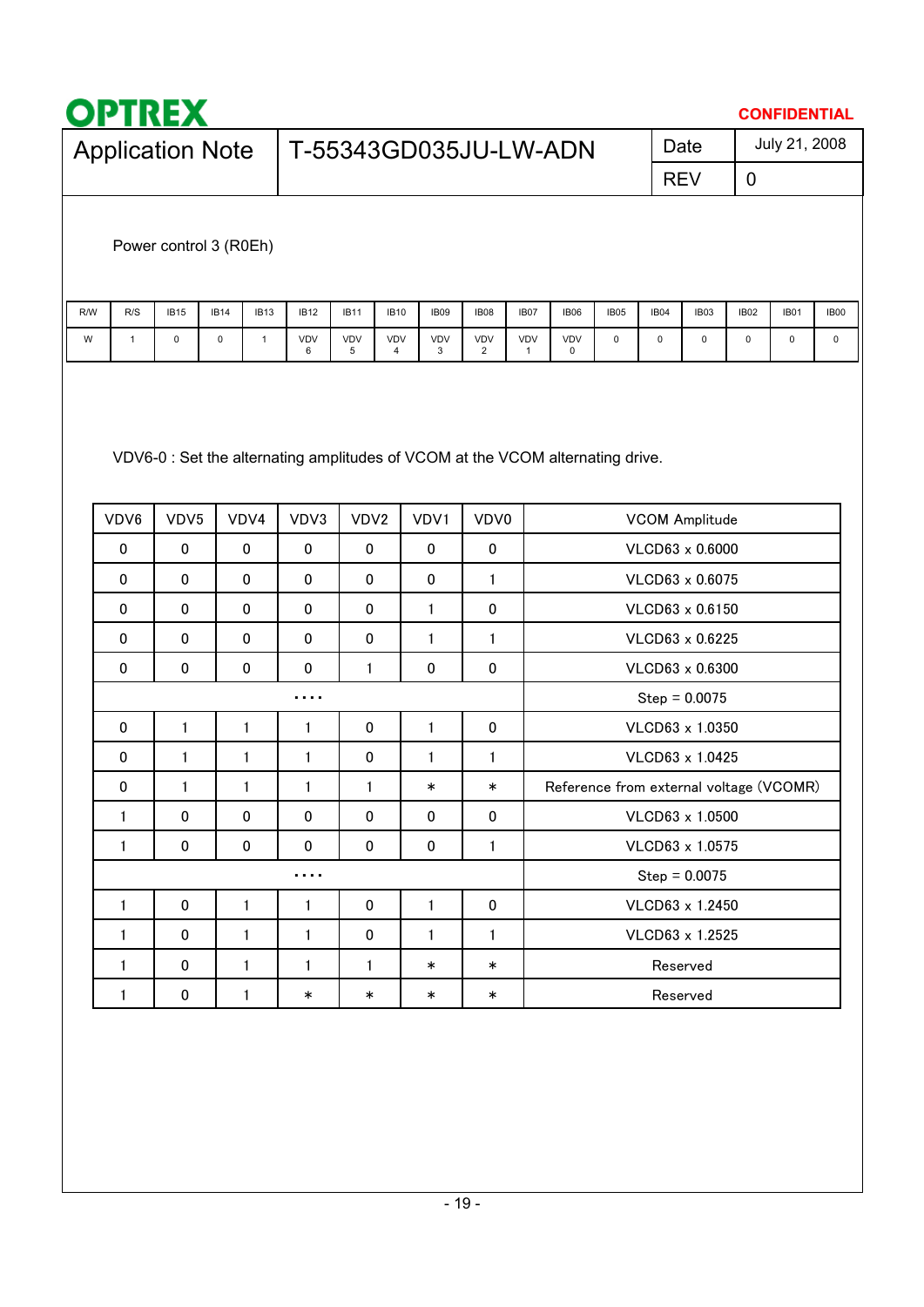Power control 3 (R0Eh)

| R/W | R/S | IB15 | IB14 | IB13 | IB12 | IB11 | IB10 | IB09 | IB08 | IB07 | IB06 | IB05 | IB04 | IB03 | IB02 | IB01 | IB00 |
|---|---|---|---|---|---|---|---|---|---|---|---|---|---|---|---|---|---|
| W | 1 | 0 | 0 | 1 | VDV 6 | VDV 5 | VDV 4 | VDV 3 | VDV 2 | VDV 1 | VDV 0 | 0 | 0 | 0 | 0 | 0 | 0 |

VDV6-0 : Set the alternating amplitudes of VCOM at the VCOM alternating drive.

| VDV6 | VDV5 | VDV4 | VDV3 | VDV2 | VDV1 | VDV0 | VCOM Amplitude |
|---|---|---|---|---|---|---|---|
| 0 | 0 | 0 | 0 | 0 | 0 | 0 | VLCD63 x 0.6000 |
| 0 | 0 | 0 | 0 | 0 | 0 | 1 | VLCD63 x 0.6075 |
| 0 | 0 | 0 | 0 | 0 | 1 | 0 | VLCD63 x 0.6150 |
| 0 | 0 | 0 | 0 | 0 | 1 | 1 | VLCD63 x 0.6225 |
| 0 | 0 | 0 | 0 | 1 | 0 | 0 | VLCD63 x 0.6300 |
| | | | .... | | | | Step = 0.0075 |
| 0 | 1 | 1 | 1 | 0 | 1 | 0 | VLCD63 x 1.0350 |
| 0 | 1 | 1 | 1 | 0 | 1 | 1 | VLCD63 x 1.0425 |
| 0 | 1 | 1 | 1 | 1 | * | * | Reference from external voltage (VCOMR) |
| 1 | 0 | 0 | 0 | 0 | 0 | 0 | VLCD63 x 1.0500 |
| 1 | 0 | 0 | 0 | 0 | 0 | 1 | VLCD63 x 1.0575 |
| | | | .... | | | | Step = 0.0075 |
| 1 | 0 | 1 | 1 | 0 | 1 | 0 | VLCD63 x 1.2450 |
| 1 | 0 | 1 | 1 | 0 | 1 | 1 | VLCD63 x 1.2525 |
| 1 | 0 | 1 | 1 | 1 | * | * | Reserved |
| 1 | 0 | 1 | * | * | * | * | Reserved |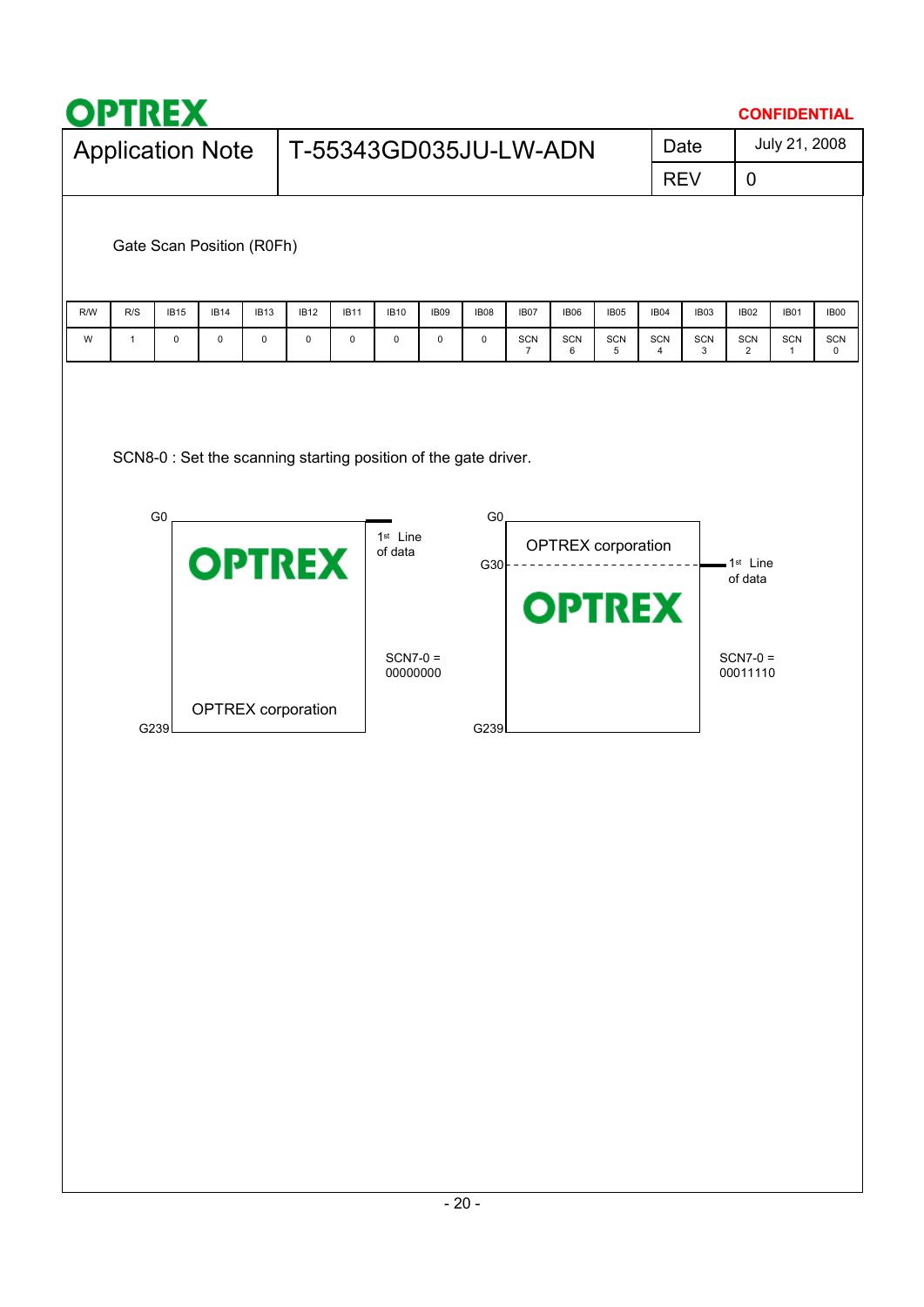Gate Scan Position (R0Fh)

| R/W | R/S | IB15 | IB14 | IB13 | IB12 | IB11 | IB10 | IB09 | IB08 | IB07 | IB06 | IB05 | IB04 | IB03 | IB02 | IB01 | IB00 |
|---|---|---|---|---|---|---|---|---|---|---|---|---|---|---|---|---|---|
| W | 1 | 0 | 0 | 0 | 0 | 0 | 0 | 0 | 0 | SCN 7 | SCN 6 | SCN 5 | SCN 4 | SCN 3 | SCN 2 | SCN 1 | SCN 0 |

SCN8-0 : Set the scanning starting position of the gate driver.

G0

OPTREX

1st Line of data

SCN7-0 = 00000000

OPTREX corporation

G239

G0

OPTREX corporation

G30

1st Line of data

OPTREX

SCN7-0 = 00011110

G239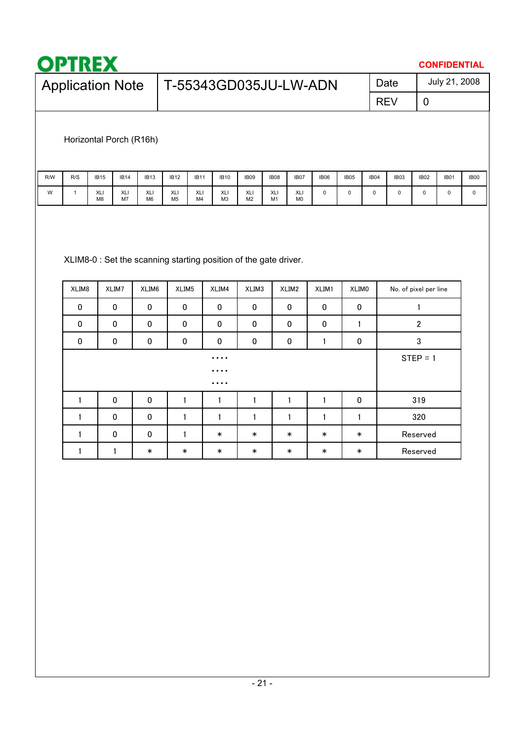Horizontal Porch (R16h)

| R/W | R/S | IB15 | IB14 | IB13 | IB12 | IB11 | IB10 | IB09 | IB08 | IB07 | IB06 | IB05 | IB04 | IB03 | IB02 | IB01 | IB00 |
|---|---|---|---|---|---|---|---|---|---|---|---|---|---|---|---|---|---|
| W | 1 | XLI M8 | XLI M7 | XLI M6 | XLI M5 | XLI M4 | XLI M3 | XLI M2 | XLI M1 | XLI M0 | 0 | 0 | 0 | 0 | 0 | 0 | 0 |

XLIM8-0 : Set the scanning starting position of the gate driver.

| XLIM8 | XLIM7 | XLIM6 | XLIM5 | XLIM4 | XLIM3 | XLIM2 | XLIM1 | XLIM0 | No. of pixel per line |
|---|---|---|---|---|---|---|---|---|---|
| 0 | 0 | 0 | 0 | 0 | 0 | 0 | 0 | 0 | 1 |
| 0 | 0 | 0 | 0 | 0 | 0 | 0 | 0 | 1 | 2 |
| 0 | 0 | 0 | 0 | 0 | 0 | 0 | 1 | 0 | 3 |
| | | | | ・・・・<br>・・・・<br>・・・・ | | | | | STEP = 1 |
| 1 | 0 | 0 | 1 | 1 | 1 | 1 | 1 | 0 | 319 |
| 1 | 0 | 0 | 1 | 1 | 1 | 1 | 1 | 1 | 320 |
| 1 | 0 | 0 | 1 | * | * | * | * | * | Reserved |
| 1 | 1 | * | * | * | * | * | * | * | Reserved |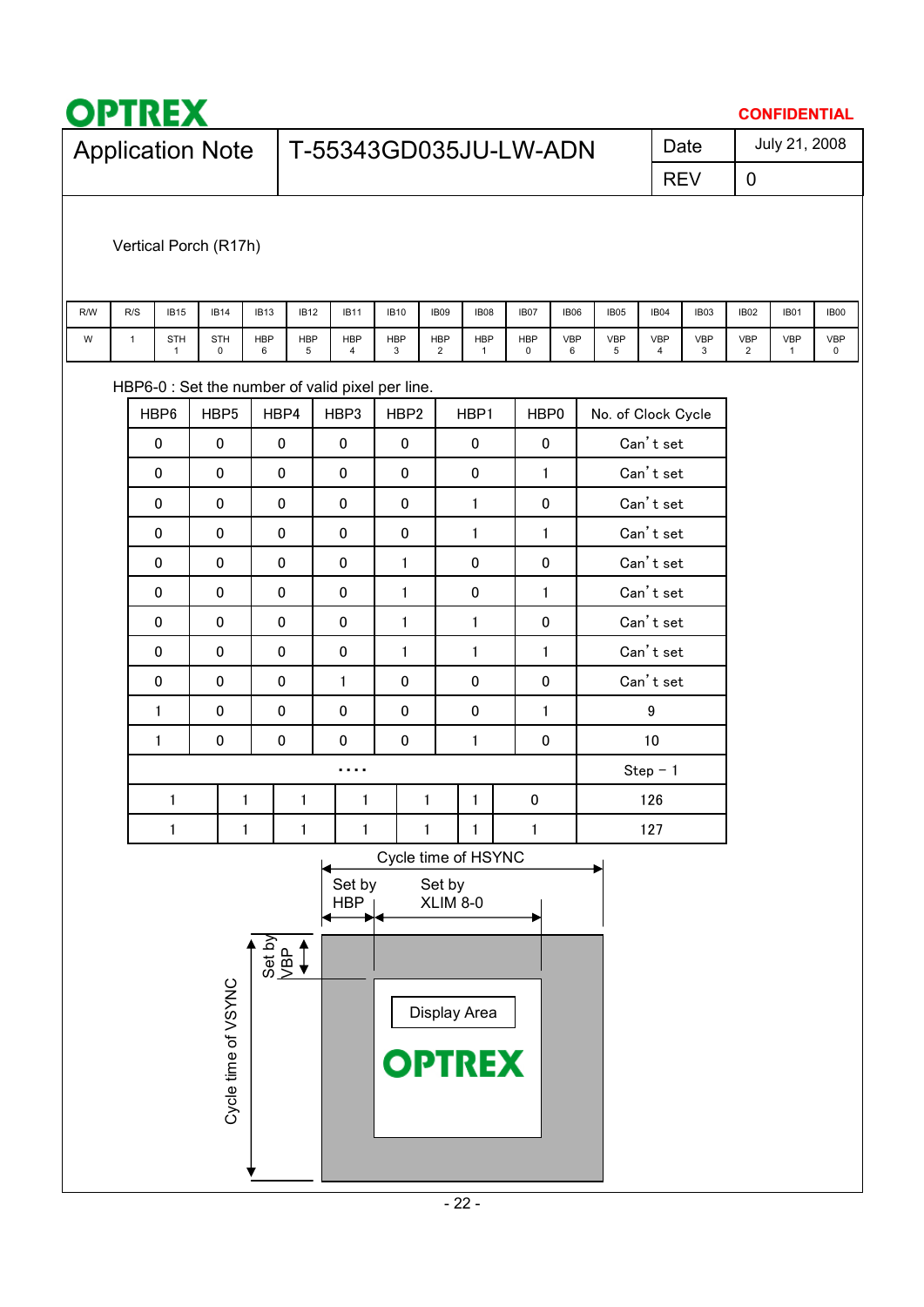Vertical Porch (R17h)

| R/W | R/S | IB15 | IB14 | IB13 | IB12 | IB11 | IB10 | IB09 | IB08 | IB07 | IB06 | IB05 | IB04 | IB03 | IB02 | IB01 | IB00 |
|---|---|---|---|---|---|---|---|---|---|---|---|---|---|---|---|---|---|
| W | 1 | STH 1 | STH 0 | HBP 6 | HBP 5 | HBP 4 | HBP 3 | HBP 2 | HBP 1 | HBP 0 | VBP 6 | VBP 5 | VBP 4 | VBP 3 | VBP 2 | VBP 1 | VBP 0 |

HBP6-0 : Set the number of valid pixel per line.

| HBP6 | HBP5 | HBP4 | HBP3 | HBP2 | HBP1 | HBP0 | No. of Clock Cycle |
|---|---|---|---|---|---|---|---|
| 0 | 0 | 0 | 0 | 0 | 0 | 0 | Can't set |
| 0 | 0 | 0 | 0 | 0 | 0 | 1 | Can't set |
| 0 | 0 | 0 | 0 | 0 | 1 | 0 | Can't set |
| 0 | 0 | 0 | 0 | 0 | 1 | 1 | Can't set |
| 0 | 0 | 0 | 0 | 1 | 0 | 0 | Can't set |
| 0 | 0 | 0 | 0 | 1 | 0 | 1 | Can't set |
| 0 | 0 | 0 | 0 | 1 | 1 | 0 | Can't set |
| 0 | 0 | 0 | 0 | 1 | 1 | 1 | Can't set |
| 0 | 0 | 0 | 1 | 0 | 0 | 0 | Can't set |
| 1 | 0 | 0 | 0 | 0 | 0 | 1 | 9 |
| 1 | 0 | 0 | 0 | 0 | 1 | 0 | 10 |
| .... | | | | | | | Step－1 |
| 1 | 1 | 1 | 1 | 1 | 1 | 0 | 126 |
| 1 | 1 | 1 | 1 | 1 | 1 | 1 | 127 |

Cycle time of HSYNC

Set by HBP

Set by XLIM 8-0

Set by VBP

Cycle time of VSYNC

Display Area

OPTREX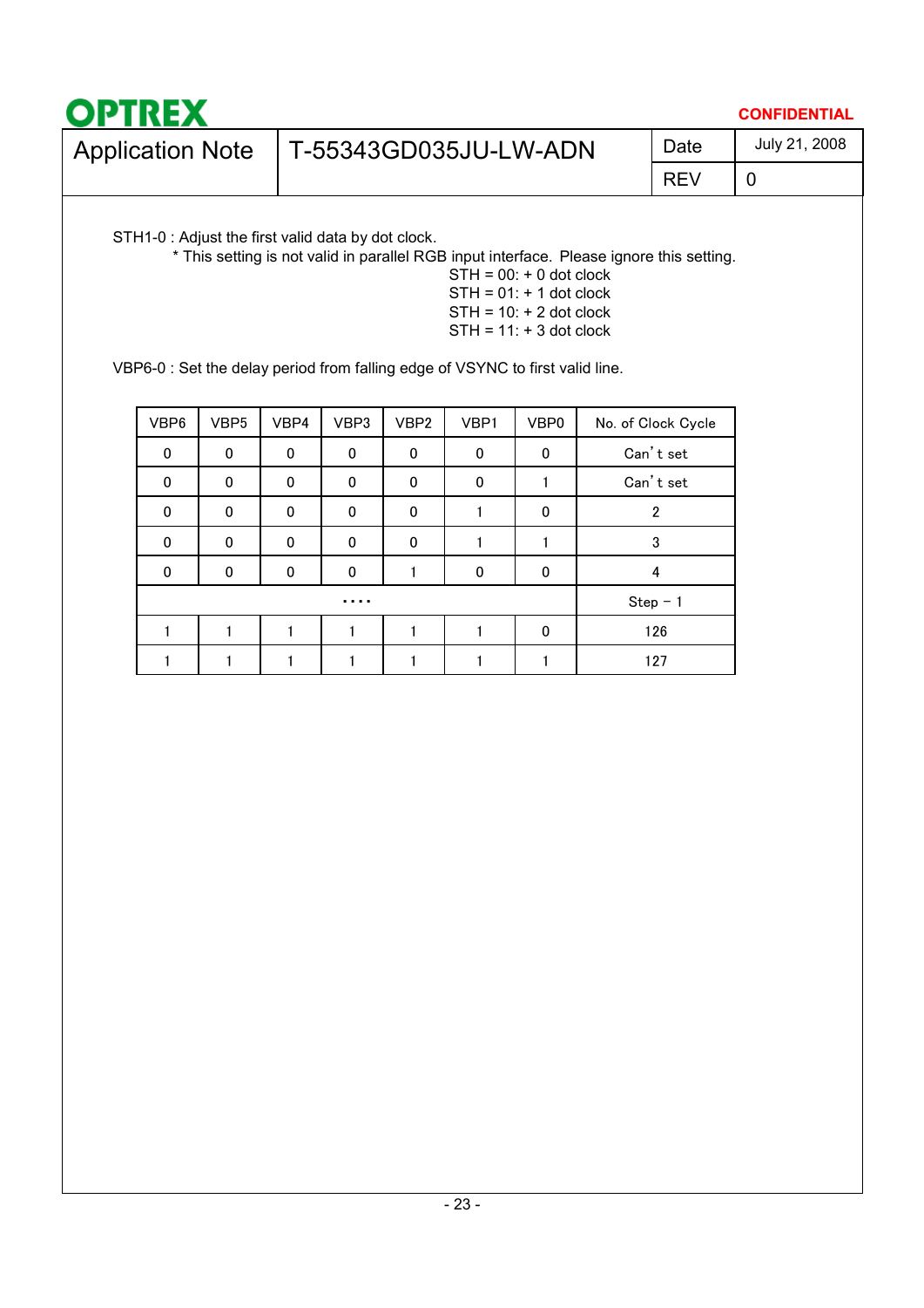STH1-0 : Adjust the first valid data by dot clock.

* This setting is not valid in parallel RGB input interface. Please ignore this setting.

STH = 00: + 0 dot clock
STH = 01: + 1 dot clock
STH = 10: + 2 dot clock
STH = 11: + 3 dot clock

VBP6-0 : Set the delay period from falling edge of VSYNC to first valid line.

| VBP6 | VBP5 | VBP4 | VBP3 | VBP2 | VBP1 | VBP0 | No. of Clock Cycle |
|---|---|---|---|---|---|---|---|
| 0 | 0 | 0 | 0 | 0 | 0 | 0 | Can't set |
| 0 | 0 | 0 | 0 | 0 | 0 | 1 | Can't set |
| 0 | 0 | 0 | 0 | 0 | 1 | 0 | 2 |
| 0 | 0 | 0 | 0 | 0 | 1 | 1 | 3 |
| 0 | 0 | 0 | 0 | 1 | 0 | 0 | 4 |
| .... | | | | | | | Step – 1 |
| 1 | 1 | 1 | 1 | 1 | 1 | 0 | 126 |
| 1 | 1 | 1 | 1 | 1 | 1 | 1 | 127 |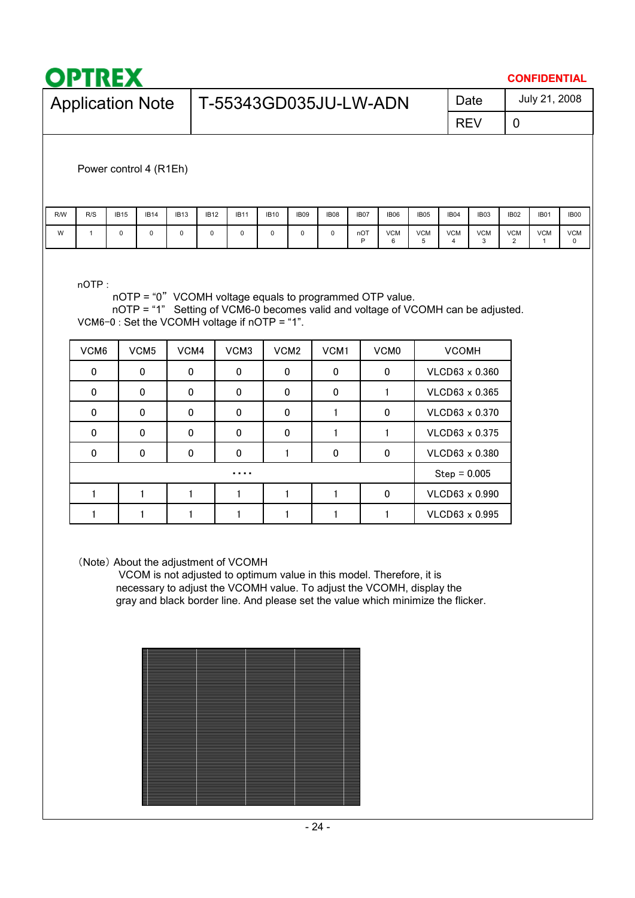Power control 4 (R1Eh)

| R/W | R/S | IB15 | IB14 | IB13 | IB12 | IB11 | IB10 | IB09 | IB08 | IB07 | IB06 | IB05 | IB04 | IB03 | IB02 | IB01 | IB00 |
|---|---|---|---|---|---|---|---|---|---|---|---|---|---|---|---|---|---|
| W | 1 | 0 | 0 | 0 | 0 | 0 | 0 | 0 | 0 | nOTP | VCM6 | VCM5 | VCM4 | VCM3 | VCM2 | VCM1 | VCM0 |

nOTP :

nOTP = “0” VCOMH voltage equals to programmed OTP value.
nOTP = “1” Setting of VCM6-0 becomes valid and voltage of VCOMH can be adjusted.

VCM6-0 : Set the VCOMH voltage if nOTP = “1”.

| VCM6 | VCM5 | VCM4 | VCM3 | VCM2 | VCM1 | VCM0 | VCOMH |
|---|---|---|---|---|---|---|---|
| 0 | 0 | 0 | 0 | 0 | 0 | 0 | VLCD63 x 0.360 |
| 0 | 0 | 0 | 0 | 0 | 0 | 1 | VLCD63 x 0.365 |
| 0 | 0 | 0 | 0 | 0 | 1 | 0 | VLCD63 x 0.370 |
| 0 | 0 | 0 | 0 | 0 | 1 | 1 | VLCD63 x 0.375 |
| 0 | 0 | 0 | 0 | 1 | 0 | 0 | VLCD63 x 0.380 |
| .... | | | | | | | Step = 0.005 |
| 1 | 1 | 1 | 1 | 1 | 1 | 0 | VLCD63 x 0.990 |
| 1 | 1 | 1 | 1 | 1 | 1 | 1 | VLCD63 x 0.995 |

(Note) About the adjustment of VCOMH

VCOM is not adjusted to optimum value in this model. Therefore, it is necessary to adjust the VCOMH value. To adjust the VCOMH, display the gray and black border line. And please set the value which minimize the flicker.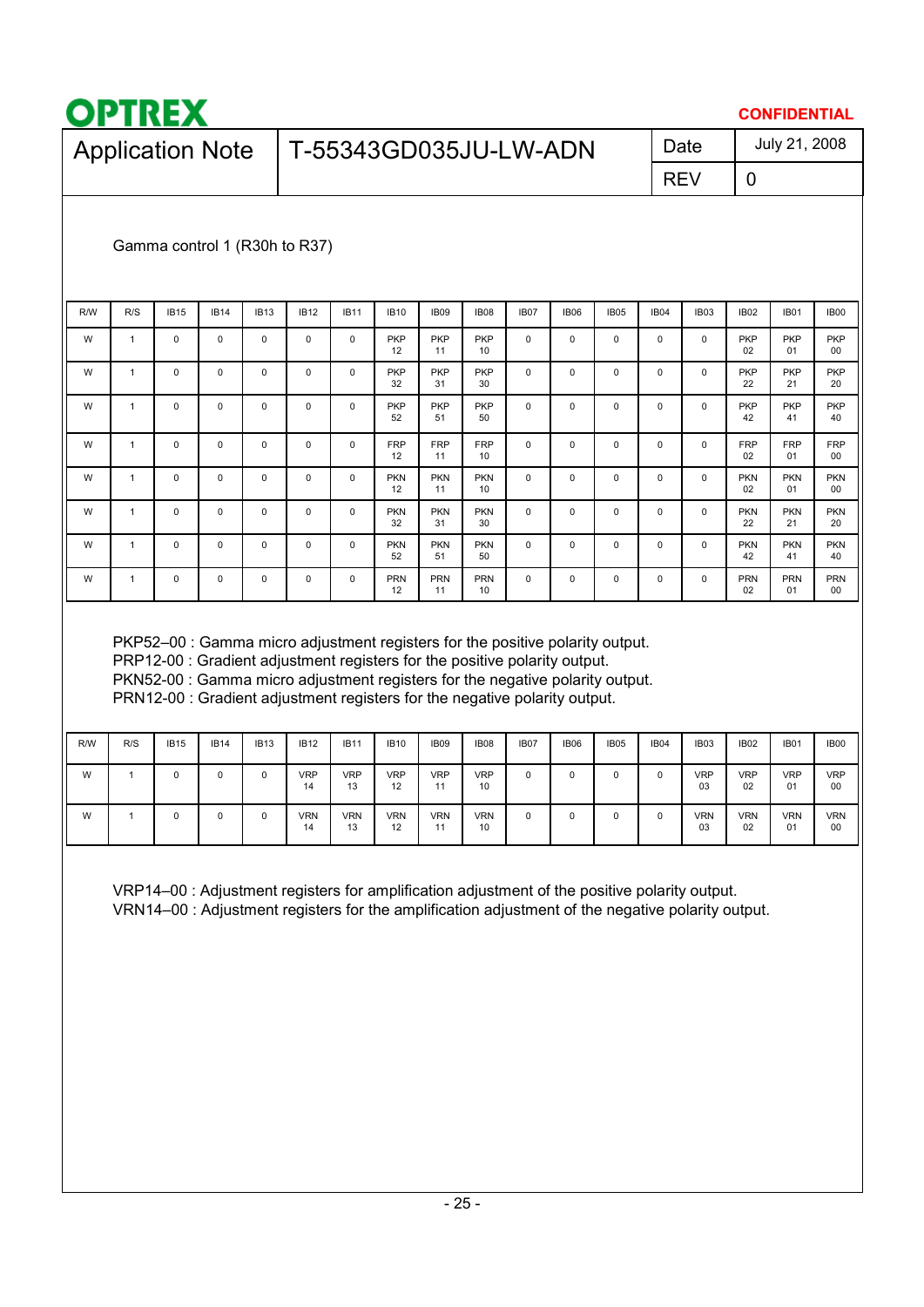Gamma control 1 (R30h to R37)

| R/W | R/S | IB15 | IB14 | IB13 | IB12 | IB11 | IB10 | IB09 | IB08 | IB07 | IB06 | IB05 | IB04 | IB03 | IB02 | IB01 | IB00 |
|---|---|---|---|---|---|---|---|---|---|---|---|---|---|---|---|---|---|
| W | 1 | 0 | 0 | 0 | 0 | 0 | PKP 12 | PKP 11 | PKP 10 | 0 | 0 | 0 | 0 | 0 | PKP 02 | PKP 01 | PKP 00 |
| W | 1 | 0 | 0 | 0 | 0 | 0 | PKP 32 | PKP 31 | PKP 30 | 0 | 0 | 0 | 0 | 0 | PKP 22 | PKP 21 | PKP 20 |
| W | 1 | 0 | 0 | 0 | 0 | 0 | PKP 52 | PKP 51 | PKP 50 | 0 | 0 | 0 | 0 | 0 | PKP 42 | PKP 41 | PKP 40 |
| W | 1 | 0 | 0 | 0 | 0 | 0 | FRP 12 | FRP 11 | FRP 10 | 0 | 0 | 0 | 0 | 0 | FRP 02 | FRP 01 | FRP 00 |
| W | 1 | 0 | 0 | 0 | 0 | 0 | PKN 12 | PKN 11 | PKN 10 | 0 | 0 | 0 | 0 | 0 | PKN 02 | PKN 01 | PKN 00 |
| W | 1 | 0 | 0 | 0 | 0 | 0 | PKN 32 | PKN 31 | PKN 30 | 0 | 0 | 0 | 0 | 0 | PKN 22 | PKN 21 | PKN 20 |
| W | 1 | 0 | 0 | 0 | 0 | 0 | PKN 52 | PKN 51 | PKN 50 | 0 | 0 | 0 | 0 | 0 | PKN 42 | PKN 41 | PKN 40 |
| W | 1 | 0 | 0 | 0 | 0 | 0 | PRN 12 | PRN 11 | PRN 10 | 0 | 0 | 0 | 0 | 0 | PRN 02 | PRN 01 | PRN 00 |

PKP52–00 : Gamma micro adjustment registers for the positive polarity output.
PRP12-00 : Gradient adjustment registers for the positive polarity output.
PKN52-00 : Gamma micro adjustment registers for the negative polarity output.
PRN12-00 : Gradient adjustment registers for the negative polarity output.

| R/W | R/S | IB15 | IB14 | IB13 | IB12 | IB11 | IB10 | IB09 | IB08 | IB07 | IB06 | IB05 | IB04 | IB03 | IB02 | IB01 | IB00 |
|---|---|---|---|---|---|---|---|---|---|---|---|---|---|---|---|---|---|
| W | 1 | 0 | 0 | 0 | VRP 14 | VRP 13 | VRP 12 | VRP 11 | VRP 10 | 0 | 0 | 0 | 0 | VRP 03 | VRP 02 | VRP 01 | VRP 00 |
| W | 1 | 0 | 0 | 0 | VRN 14 | VRN 13 | VRN 12 | VRN 11 | VRN 10 | 0 | 0 | 0 | 0 | VRN 03 | VRN 02 | VRN 01 | VRN 00 |

VRP14–00 : Adjustment registers for amplification adjustment of the positive polarity output.
VRN14–00 : Adjustment registers for the amplification adjustment of the negative polarity output.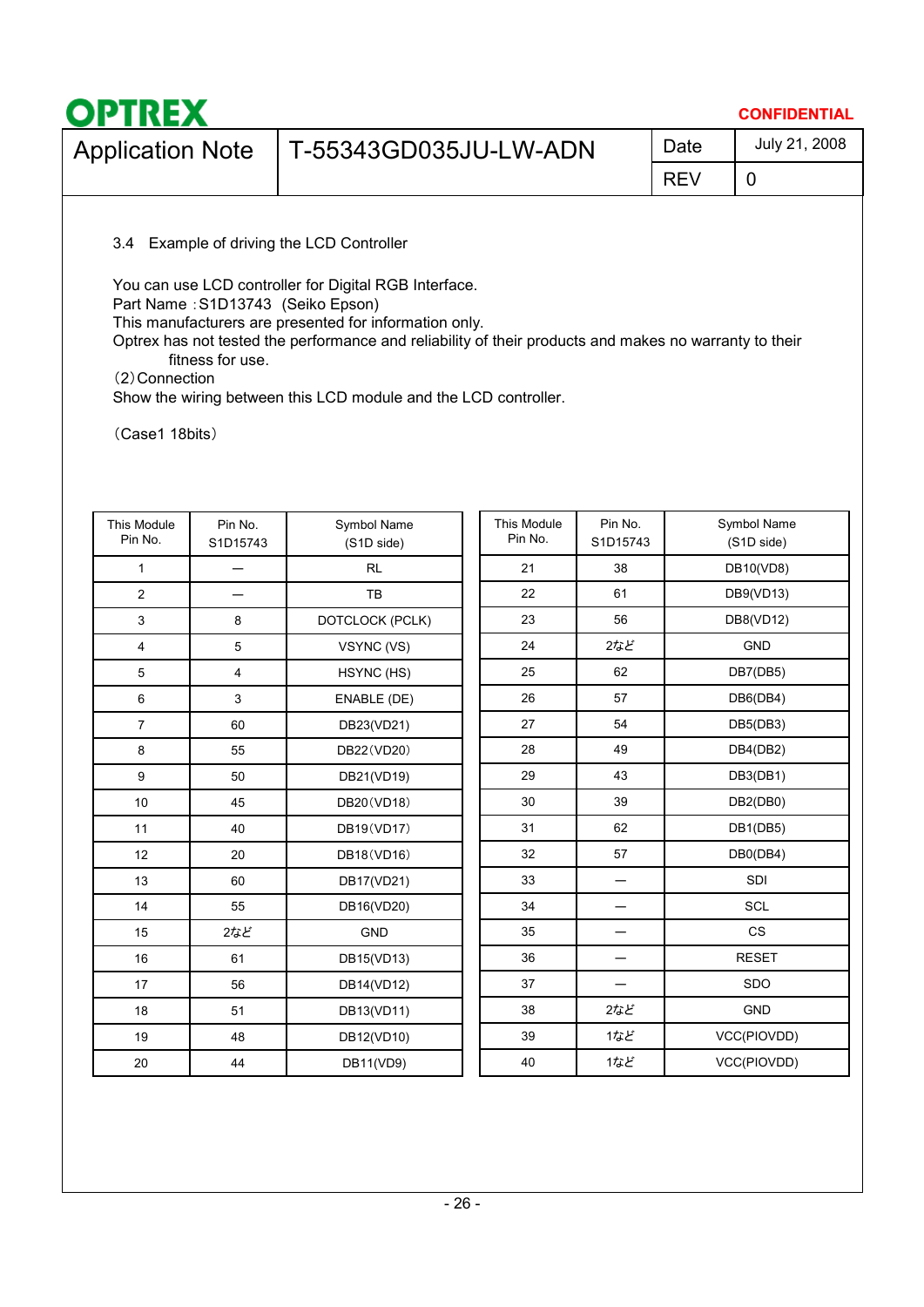3.4 Example of driving the LCD Controller

You can use LCD controller for Digital RGB Interface.
Part Name ：S1D13743 (Seiko Epson)
This manufacturers are presented for information only.
Optrex has not tested the performance and reliability of their products and makes no warranty to their fitness for use.
（2）Connection
Show the wiring between this LCD module and the LCD controller.

（Case1 18bits）

| This Module Pin No. | Pin No. S1D15743 | Symbol Name (S1D side) |
|---|---|---|
| 1 | — | RL |
| 2 | — | TB |
| 3 | 8 | DOTCLOCK (PCLK) |
| 4 | 5 | VSYNC (VS) |
| 5 | 4 | HSYNC (HS) |
| 6 | 3 | ENABLE (DE) |
| 7 | 60 | DB23(VD21) |
| 8 | 55 | DB22（VD20） |
| 9 | 50 | DB21(VD19) |
| 10 | 45 | DB20（VD18） |
| 11 | 40 | DB19（VD17） |
| 12 | 20 | DB18（VD16） |
| 13 | 60 | DB17(VD21) |
| 14 | 55 | DB16(VD20) |
| 15 | 2など | GND |
| 16 | 61 | DB15(VD13) |
| 17 | 56 | DB14(VD12) |
| 18 | 51 | DB13(VD11) |
| 19 | 48 | DB12(VD10) |
| 20 | 44 | DB11(VD9) |
| 21 | 38 | DB10(VD8) |
| 22 | 61 | DB9(VD13) |
| 23 | 56 | DB8(VD12) |
| 24 | 2など | GND |
| 25 | 62 | DB7(DB5) |
| 26 | 57 | DB6(DB4) |
| 27 | 54 | DB5(DB3) |
| 28 | 49 | DB4(DB2) |
| 29 | 43 | DB3(DB1) |
| 30 | 39 | DB2(DB0) |
| 31 | 62 | DB1(DB5) |
| 32 | 57 | DB0(DB4) |
| 33 | — | SDI |
| 34 | — | SCL |
| 35 | — | CS |
| 36 | — | RESET |
| 37 | — | SDO |
| 38 | 2など | GND |
| 39 | 1など | VCC(PIOVDD) |
| 40 | 1など | VCC(PIOVDD) |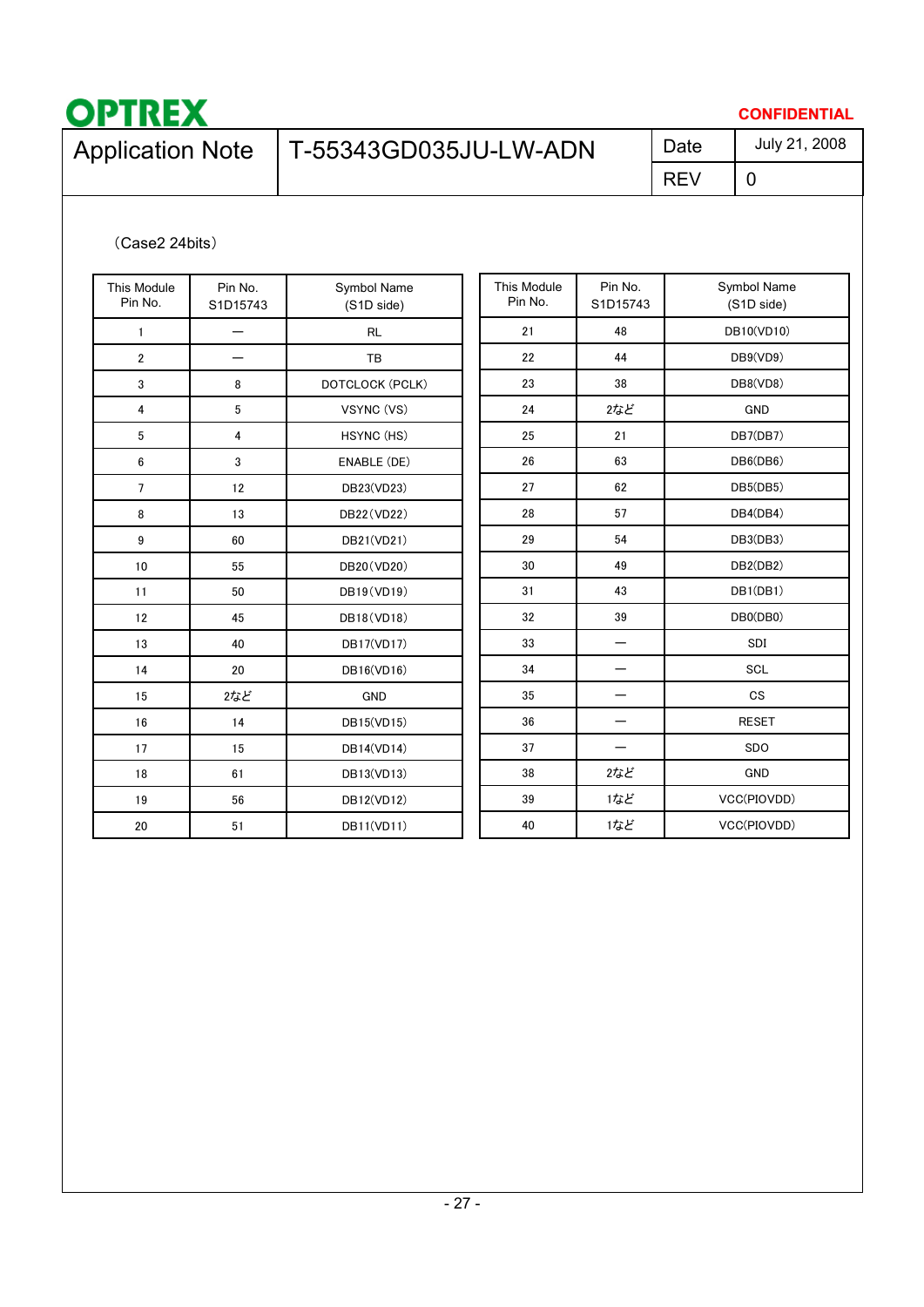（Case2 24bits）

| This Module Pin No. | Pin No. S1D15743 | Symbol Name (S1D side) |
|---|---|---|
| 1 | — | RL |
| 2 | — | TB |
| 3 | 8 | DOTCLOCK (PCLK) |
| 4 | 5 | VSYNC (VS) |
| 5 | 4 | HSYNC (HS) |
| 6 | 3 | ENABLE (DE) |
| 7 | 12 | DB23(VD23) |
| 8 | 13 | DB22(VD22) |
| 9 | 60 | DB21(VD21) |
| 10 | 55 | DB20(VD20) |
| 11 | 50 | DB19(VD19) |
| 12 | 45 | DB18(VD18) |
| 13 | 40 | DB17(VD17) |
| 14 | 20 | DB16(VD16) |
| 15 | 2など | GND |
| 16 | 14 | DB15(VD15) |
| 17 | 15 | DB14(VD14) |
| 18 | 61 | DB13(VD13) |
| 19 | 56 | DB12(VD12) |
| 20 | 51 | DB11(VD11) |

| This Module Pin No. | Pin No. S1D15743 | Symbol Name (S1D side) |
|---|---|---|
| 21 | 48 | DB10(VD10) |
| 22 | 44 | DB9(VD9) |
| 23 | 38 | DB8(VD8) |
| 24 | 2など | GND |
| 25 | 21 | DB7(DB7) |
| 26 | 63 | DB6(DB6) |
| 27 | 62 | DB5(DB5) |
| 28 | 57 | DB4(DB4) |
| 29 | 54 | DB3(DB3) |
| 30 | 49 | DB2(DB2) |
| 31 | 43 | DB1(DB1) |
| 32 | 39 | DB0(DB0) |
| 33 | — | SDI |
| 34 | — | SCL |
| 35 | — | CS |
| 36 | — | RESET |
| 37 | — | SDO |
| 38 | 2など | GND |
| 39 | 1など | VCC(PIOVDD) |
| 40 | 1など | VCC(PIOVDD) |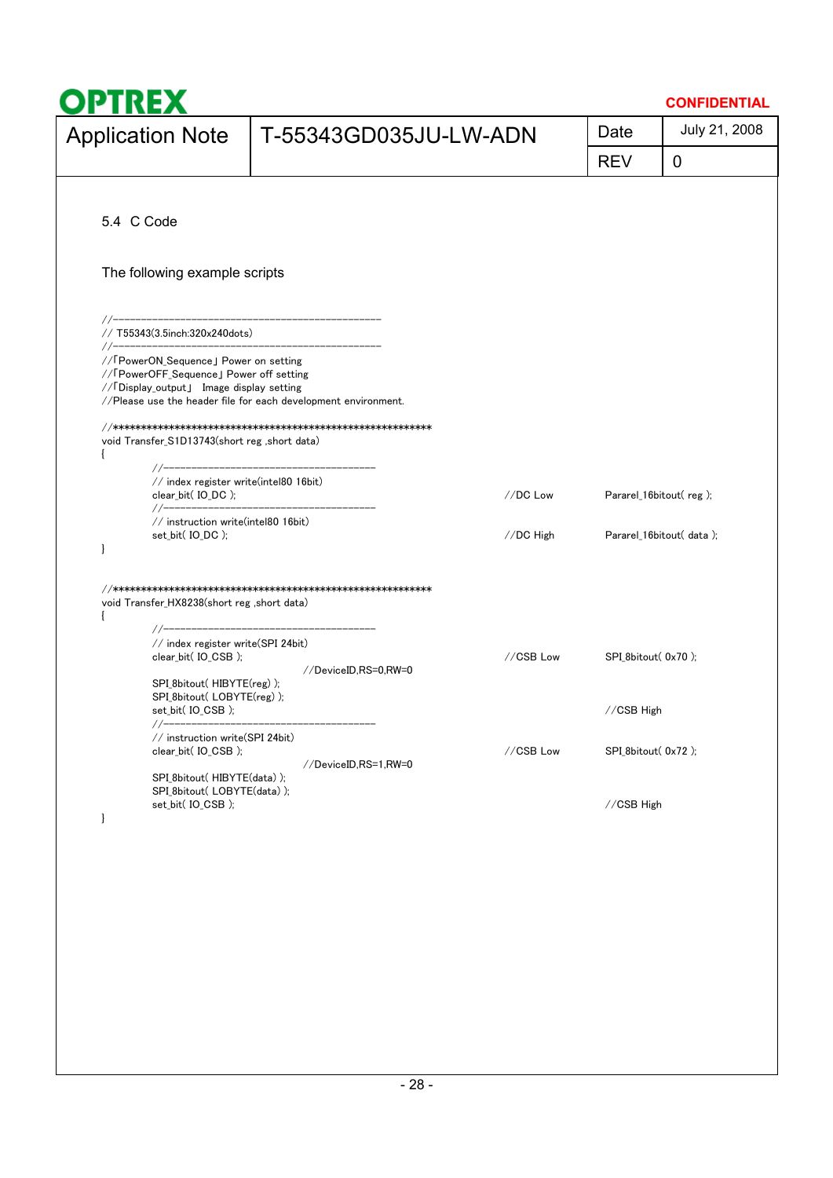## 5.4 C Code

The following example scripts

```
//--------------------------------------------------
// T55343(3.5inch:320x240dots)
//--------------------------------------------------
//「PowerON_Sequence」Power on setting
//「PowerOFF_Sequence」Power off setting
//「Display_output」 Image display setting
//Please use the header file for each development environment.

//************************************************************
void Transfer_S1D13743(short reg ,short data)
{
        //------------------------------------------
        // index register write(intel80 16bit)
        clear_bit( IO_DC );                         //DC Low        Pararel_16bitout( reg );
        //------------------------------------------
        // instruction write(intel80 16bit)
        set_bit( IO_DC );                           //DC High       Pararel_16bitout( data );
}


//************************************************************
void Transfer_HX8238(short reg ,short data)
{
        //------------------------------------------
        // index register write(SPI 24bit)
        clear_bit( IO_CSB );                        //CSB Low       SPI_8bitout( 0x70 );
                                //DeviceID,RS=0,RW=0
        SPI_8bitout( HIBYTE(reg) );
        SPI_8bitout( LOBYTE(reg) );
        set_bit( IO_CSB );                                          //CSB High
        //------------------------------------------
        // instruction write(SPI 24bit)
        clear_bit( IO_CSB );                        //CSB Low       SPI_8bitout( 0x72 );
                                //DeviceID,RS=1,RW=0
        SPI_8bitout( HIBYTE(data) );
        SPI_8bitout( LOBYTE(data) );
        set_bit( IO_CSB );                                          //CSB High
}
```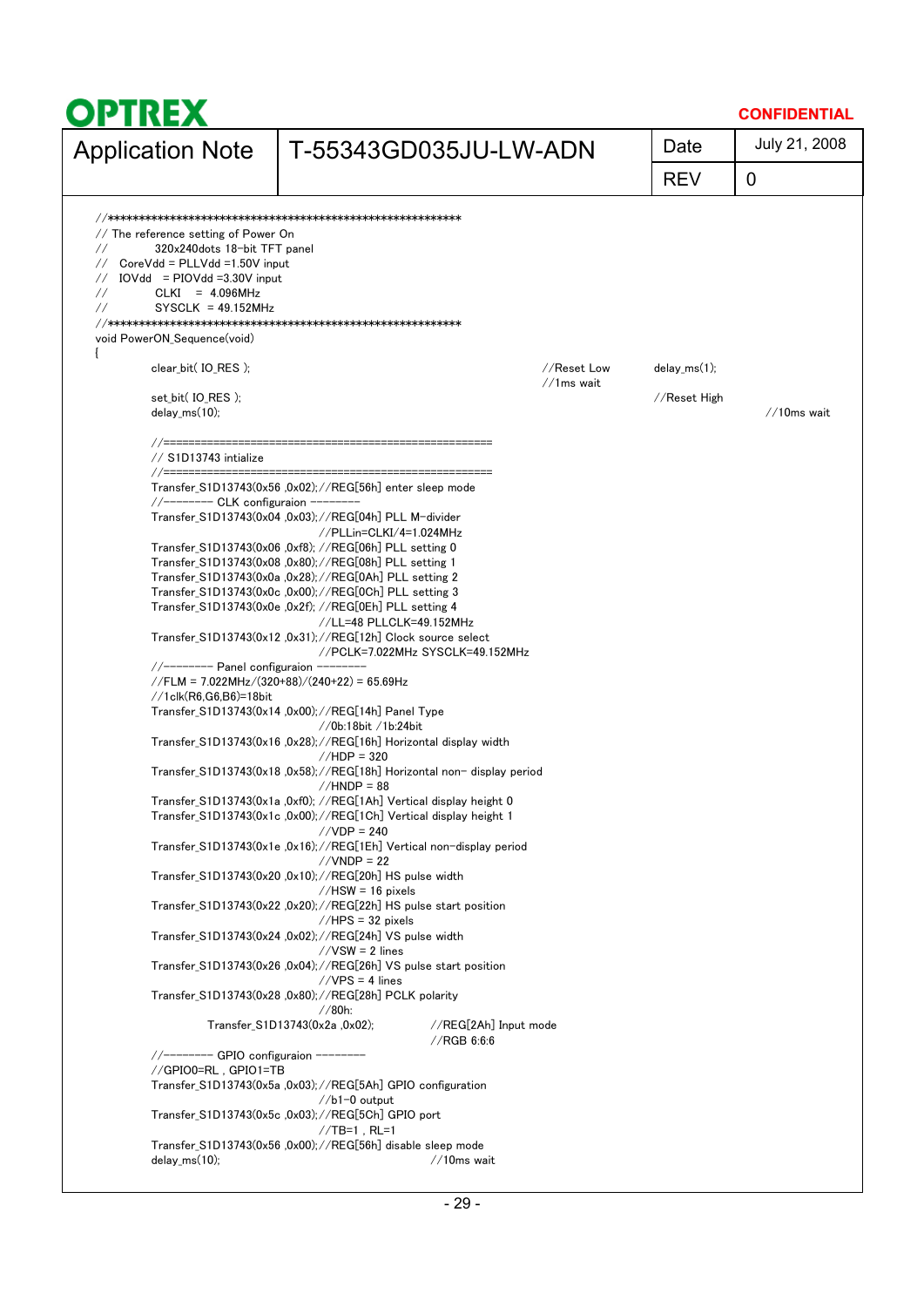| OPTREX | | | CONFIDENTIAL |
|---|---|---|---|
| Application Note | T-55343GD035JU-LW-ADN | Date | July 21, 2008 |
| | | REV | 0 |

```
//*********************************************************
// The reference setting of Power On
//          320x240dots 18-bit TFT panel
//    CoreVdd = PLLVdd =1.50V input
//    IOVdd   = PIOVdd =3.30V input
//          CLKI   = 4.096MHz
//          SYSCLK  = 49.152MHz
//*********************************************************
void PowerON_Sequence(void)
{
        clear_bit( IO_RES );                                        //Reset Low      delay_ms(1);
                                                                    //1ms wait
        set_bit( IO_RES );                                                           //Reset High
        delay_ms(10);                                                                                 //10ms wait

        //=======================================================
        // S1D13743 intialize
        //=======================================================
        Transfer_S1D13743(0x56 ,0x02);//REG[56h] enter sleep mode
        //-------- CLK configuraion --------
        Transfer_S1D13743(0x04 ,0x03);//REG[04h] PLL M-divider
                                     //PLLin=CLKI/4=1.024MHz
        Transfer_S1D13743(0x06 ,0xf8); //REG[06h] PLL setting 0
        Transfer_S1D13743(0x08 ,0x80);//REG[08h] PLL setting 1
        Transfer_S1D13743(0x0a ,0x28);//REG[0Ah] PLL setting 2
        Transfer_S1D13743(0x0c ,0x00);//REG[0Ch] PLL setting 3
        Transfer_S1D13743(0x0e ,0x2f); //REG[0Eh] PLL setting 4
                                     //LL=48 PLLCLK=49.152MHz
        Transfer_S1D13743(0x12 ,0x31);//REG[12h] Clock source select
                                     //PCLK=7.022MHz SYSCLK=49.152MHz
        //-------- Panel configuraion --------
        //FLM = 7.022MHz/(320+88)/(240+22) = 65.69Hz
        //1clk(R6,G6,B6)=18bit
        Transfer_S1D13743(0x14 ,0x00);//REG[14h] Panel Type
                                     //0b:18bit /1b:24bit
        Transfer_S1D13743(0x16 ,0x28);//REG[16h] Horizontal display width
                                     //HDP = 320
        Transfer_S1D13743(0x18 ,0x58);//REG[18h] Horizontal non- display period
                                     //HNDP = 88
        Transfer_S1D13743(0x1a ,0xf0); //REG[1Ah] Vertical display height 0
        Transfer_S1D13743(0x1c ,0x00);//REG[1Ch] Vertical display height 1
                                     //VDP = 240
        Transfer_S1D13743(0x1e ,0x16);//REG[1Eh] Vertical non-display period
                                     //VNDP = 22
        Transfer_S1D13743(0x20 ,0x10);//REG[20h] HS pulse width
                                     //HSW = 16 pixels
        Transfer_S1D13743(0x22 ,0x20);//REG[22h] HS pulse start position
                                     //HPS = 32 pixels
        Transfer_S1D13743(0x24 ,0x02);//REG[24h] VS pulse width
                                     //VSW = 2 lines
        Transfer_S1D13743(0x26 ,0x04);//REG[26h] VS pulse start position
                                     //VPS = 4 lines
        Transfer_S1D13743(0x28 ,0x80);//REG[28h] PCLK polarity
                                     //80h:
                Transfer_S1D13743(0x2a ,0x02);          //REG[2Ah] Input mode
                                                        //RGB 6:6:6
        //-------- GPIO configuraion --------
        //GPIO0=RL , GPIO1=TB
        Transfer_S1D13743(0x5a ,0x03);//REG[5Ah] GPIO configuration
                                     //b1-0 output
        Transfer_S1D13743(0x5c ,0x03);//REG[5Ch] GPIO port
                                     //TB=1 , RL=1
        Transfer_S1D13743(0x56 ,0x00);//REG[56h] disable sleep mode
        delay_ms(10);                                   //10ms wait
```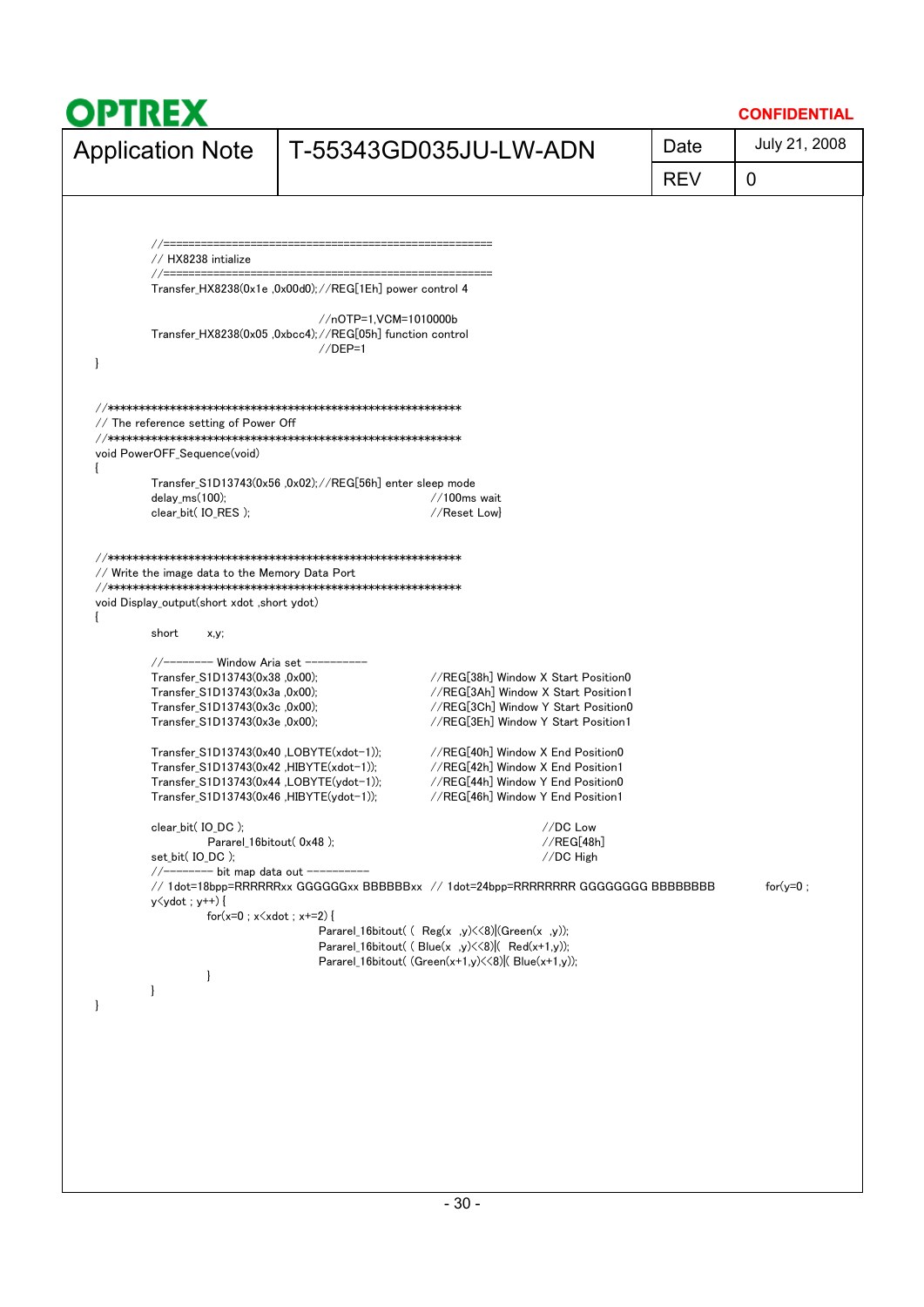```
	//====================================================
	// HX8238 initialize
	//====================================================
	Transfer_HX8238(0x1e ,0x00d0);//REG[1Eh] power control 4

				//nOTP=1,VCM=1010000b
	Transfer_HX8238(0x05 ,0xbcc4);//REG[05h] function control
				//DEP=1
}


//*********************************************************
// The reference setting of Power Off
//*********************************************************
void PowerOFF_Sequence(void)
{
	Transfer_S1D13743(0x56 ,0x02);//REG[56h] enter sleep mode
	delay_ms(100);				//100ms wait
	clear_bit( IO_RES );			//Reset Low}


//*********************************************************
// Write the image data to the Memory Data Port
//*********************************************************
void Display_output(short xdot ,short ydot)
{
	short	x,y;

	//-------- Window Aria set ----------
	Transfer_S1D13743(0x38 ,0x00);		//REG[38h] Window X Start Position0
	Transfer_S1D13743(0x3a ,0x00);		//REG[3Ah] Window X Start Position1
	Transfer_S1D13743(0x3c ,0x00);		//REG[3Ch] Window Y Start Position0
	Transfer_S1D13743(0x3e ,0x00);		//REG[3Eh] Window Y Start Position1

	Transfer_S1D13743(0x40 ,LOBYTE(xdot-1));	//REG[40h] Window X End Position0
	Transfer_S1D13743(0x42 ,HIBYTE(xdot-1));	//REG[42h] Window X End Position1
	Transfer_S1D13743(0x44 ,LOBYTE(ydot-1));	//REG[44h] Window Y End Position0
	Transfer_S1D13743(0x46 ,HIBYTE(ydot-1));	//REG[46h] Window Y End Position1

	clear_bit( IO_DC );					//DC Low
		Pararel_16bitout( 0x48 );			//REG[48h]
	set_bit( IO_DC );					//DC High
	//-------- bit map data out ----------
	// 1dot=18bpp=RRRRRRxx GGGGGGxx BBBBBBxx  // 1dot=24bpp=RRRRRRRR GGGGGGGG BBBBBBBB	for(y=0 ;
	y<ydot ; y++) {
		for(x=0 ; x<xdot ; x+=2) {
				Pararel_16bitout( ( Reg(x ,y)<<8)|(Green(x ,y));
				Pararel_16bitout( ( Blue(x ,y)<<8)|( Red(x+1,y));
				Pararel_16bitout( (Green(x+1,y)<<8)|( Blue(x+1,y));
		}
	}
}
```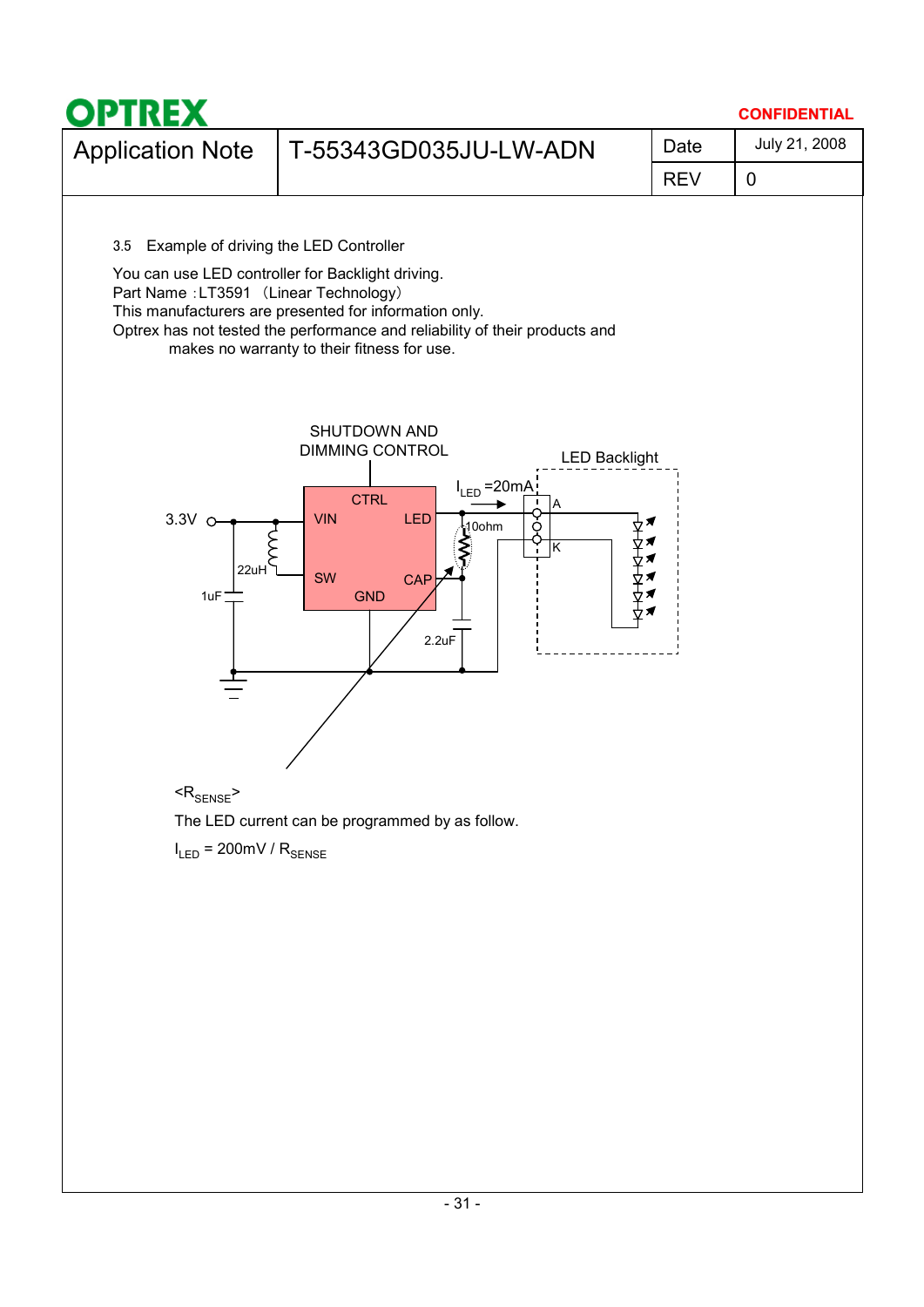**OPTREX** CONFIDENTIAL

| Application Note | T-55343GD035JU-LW-ADN | Date | July 21, 2008 |
|---|---|---|---|
| | | REV | 0 |

3.5 Example of driving the LED Controller

You can use LED controller for Backlight driving.
Part Name :LT3591 (Linear Technology)
This manufacturers are presented for information only.
Optrex has not tested the performance and reliability of their products and
makes no warranty to their fitness for use.

SHUTDOWN AND
DIMMING CONTROL

LED Backlight

$I_{LED}$ =20mA

3.3V

CTRL

VIN

LED

SW

CAP

GND

22uH

1uF

10ohm

2.2uF

A

K

<$R_{SENSE}$>

The LED current can be programmed by as follow.

$I_{LED}$ = 200mV / $R_{SENSE}$